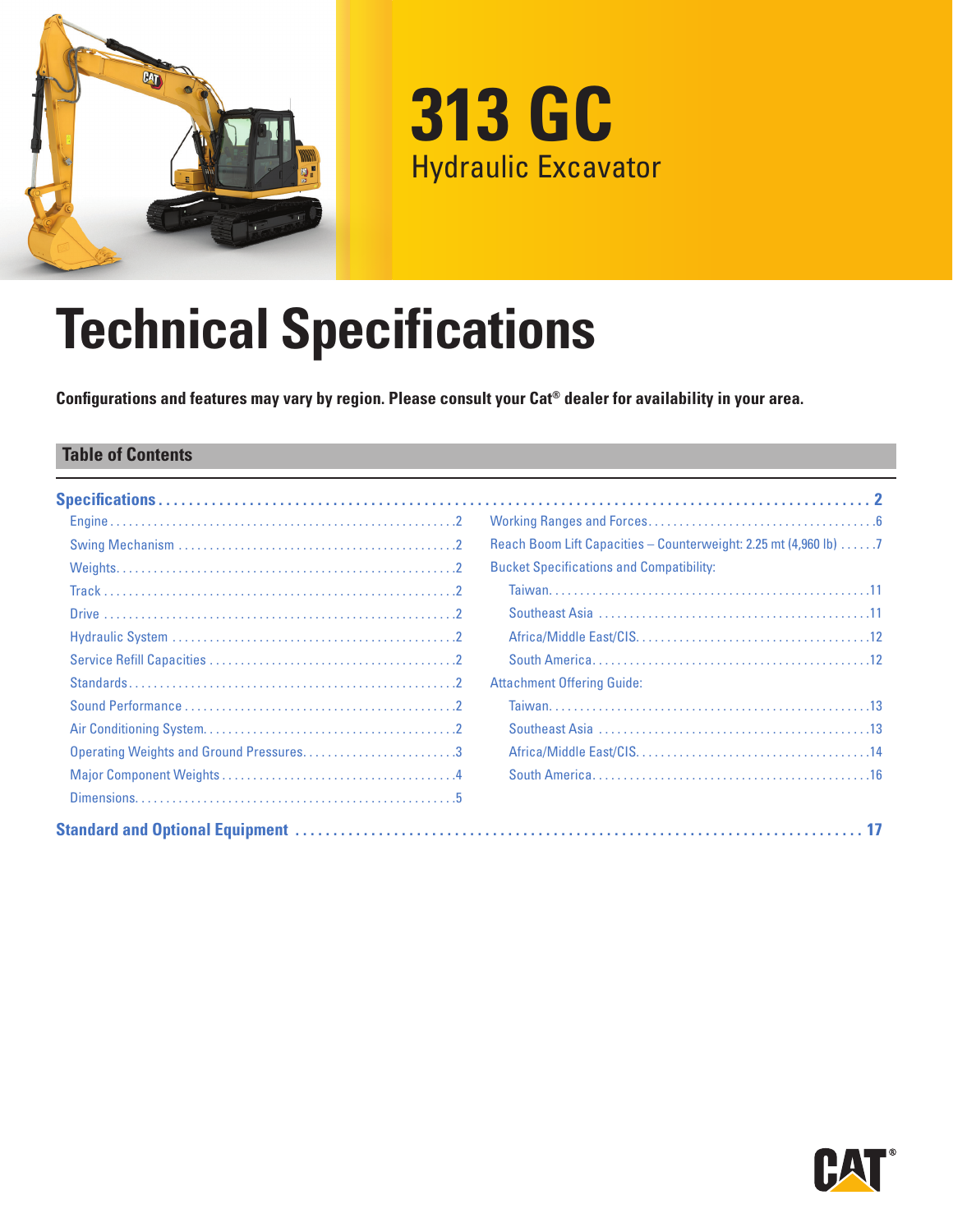# 313 GC

Hydraulic Excavator

# Technical Specifications

**Configurations and features may vary by region. Please consult your Cat® dealer for availability in your area.**

## Table of Contents

**Specifications** .......... 2

- Engine .......... 2
- Swing Mechanism .......... 2
- Weights .......... 2
- Track .......... 2
- Drive .......... 2
- Hydraulic System .......... 2
- Service Refill Capacities .......... 2
- Standards .......... 2
- Sound Performance .......... 2
- Air Conditioning System .......... 2
- Operating Weights and Ground Pressures .......... 3
- Major Component Weights .......... 4
- Dimensions .......... 5
- Working Ranges and Forces .......... 6
- Reach Boom Lift Capacities – Counterweight: 2.25 mt (4,960 lb) .......... 7
- Bucket Specifications and Compatibility:
  - Taiwan .......... 11
  - Southeast Asia .......... 11
  - Africa/Middle East/CIS .......... 12
  - South America .......... 12
- Attachment Offering Guide:
  - Taiwan .......... 13
  - Southeast Asia .......... 13
  - Africa/Middle East/CIS .......... 14
  - South America .......... 16

**Standard and Optional Equipment** .......... 17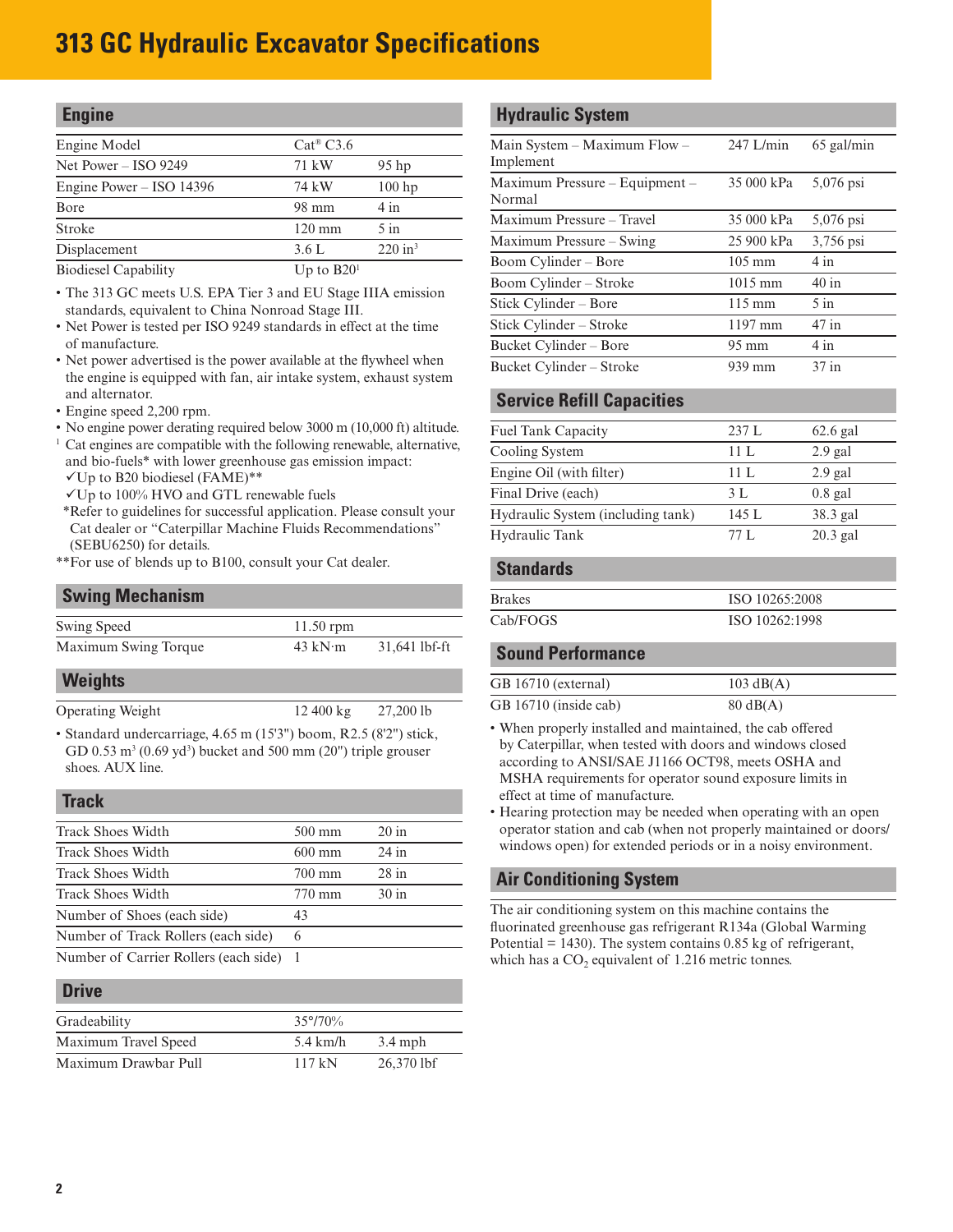# 313 GC Hydraulic Excavator Specifications

## Engine

| | | |
|---|---|---|
| Engine Model | Cat® C3.6 | |
| Net Power – ISO 9249 | 71 kW | 95 hp |
| Engine Power – ISO 14396 | 74 kW | 100 hp |
| Bore | 98 mm | 4 in |
| Stroke | 120 mm | 5 in |
| Displacement | 3.6 L | 220 $in^3$ |
| Biodiesel Capability | Up to B20[1] | |

- The 313 GC meets U.S. EPA Tier 3 and EU Stage IIIA emission standards, equivalent to China Nonroad Stage III.
- Net Power is tested per ISO 9249 standards in effect at the time of manufacture.
- Net power advertised is the power available at the flywheel when the engine is equipped with fan, air intake system, exhaust system and alternator.
- Engine speed 2,200 rpm.
- No engine power derating required below 3000 m (10,000 ft) altitude.

[1] Cat engines are compatible with the following renewable, alternative, and bio-fuels* with lower greenhouse gas emission impact:
✓Up to B20 biodiesel (FAME)**
✓Up to 100% HVO and GTL renewable fuels
*Refer to guidelines for successful application. Please consult your Cat dealer or "Caterpillar Machine Fluids Recommendations" (SEBU6250) for details.
**For use of blends up to B100, consult your Cat dealer.

## Swing Mechanism

| | | |
|---|---|---|
| Swing Speed | 11.50 rpm | |
| Maximum Swing Torque | 43 kN·m | 31,641 lbf-ft |

## Weights

| | | |
|---|---|---|
| Operating Weight | 12 400 kg | 27,200 lb |

- Standard undercarriage, 4.65 m (15'3") boom, R2.5 (8'2") stick, GD 0.53 $m^3$ (0.69 $yd^3$) bucket and 500 mm (20") triple grouser shoes. AUX line.

## Track

| | | |
|---|---|---|
| Track Shoes Width | 500 mm | 20 in |
| Track Shoes Width | 600 mm | 24 in |
| Track Shoes Width | 700 mm | 28 in |
| Track Shoes Width | 770 mm | 30 in |
| Number of Shoes (each side) | 43 | |
| Number of Track Rollers (each side) | 6 | |
| Number of Carrier Rollers (each side) | 1 | |

## Drive

| | | |
|---|---|---|
| Gradeability | 35°/70% | |
| Maximum Travel Speed | 5.4 km/h | 3.4 mph |
| Maximum Drawbar Pull | 117 kN | 26,370 lbf |

## Hydraulic System

| | | |
|---|---|---|
| Main System – Maximum Flow – Implement | 247 L/min | 65 gal/min |
| Maximum Pressure – Equipment – Normal | 35 000 kPa | 5,076 psi |
| Maximum Pressure – Travel | 35 000 kPa | 5,076 psi |
| Maximum Pressure – Swing | 25 900 kPa | 3,756 psi |
| Boom Cylinder – Bore | 105 mm | 4 in |
| Boom Cylinder – Stroke | 1015 mm | 40 in |
| Stick Cylinder – Bore | 115 mm | 5 in |
| Stick Cylinder – Stroke | 1197 mm | 47 in |
| Bucket Cylinder – Bore | 95 mm | 4 in |
| Bucket Cylinder – Stroke | 939 mm | 37 in |

## Service Refill Capacities

| | | |
|---|---|---|
| Fuel Tank Capacity | 237 L | 62.6 gal |
| Cooling System | 11 L | 2.9 gal |
| Engine Oil (with filter) | 11 L | 2.9 gal |
| Final Drive (each) | 3 L | 0.8 gal |
| Hydraulic System (including tank) | 145 L | 38.3 gal |
| Hydraulic Tank | 77 L | 20.3 gal |

## Standards

| | |
|---|---|
| Brakes | ISO 10265:2008 |
| Cab/FOGS | ISO 10262:1998 |

## Sound Performance

| | |
|---|---|
| GB 16710 (external) | 103 dB(A) |
| GB 16710 (inside cab) | 80 dB(A) |

- When properly installed and maintained, the cab offered by Caterpillar, when tested with doors and windows closed according to ANSI/SAE J1166 OCT98, meets OSHA and MSHA requirements for operator sound exposure limits in effect at time of manufacture.
- Hearing protection may be needed when operating with an open operator station and cab (when not properly maintained or doors/windows open) for extended periods or in a noisy environment.

## Air Conditioning System

The air conditioning system on this machine contains the fluorinated greenhouse gas refrigerant R134a (Global Warming Potential = 1430). The system contains 0.85 kg of refrigerant, which has a $CO_2$ equivalent of 1.216 metric tonnes.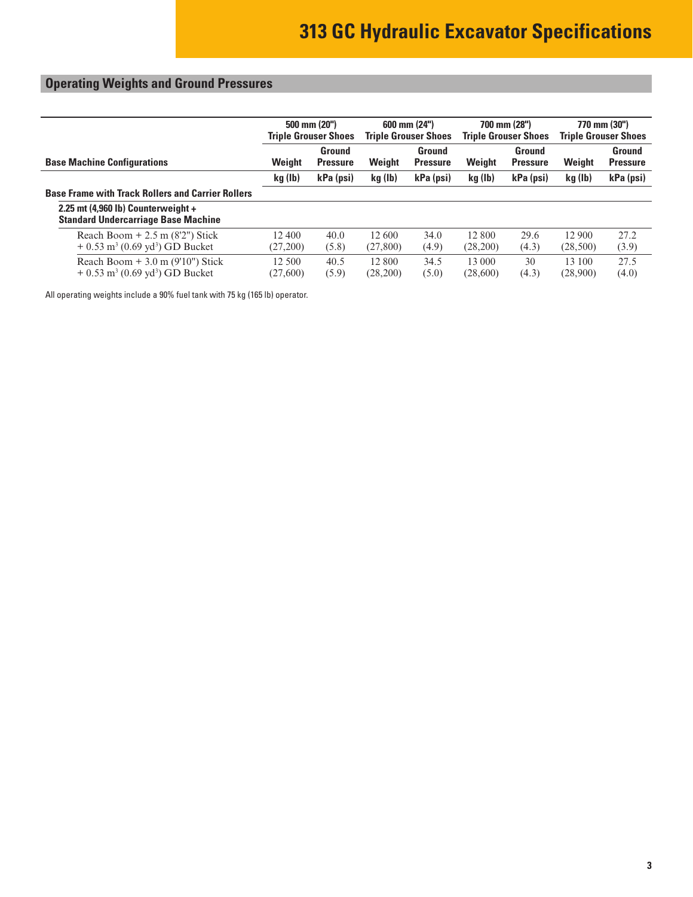# 313 GC Hydraulic Excavator Specifications

## Operating Weights and Ground Pressures

| Base Machine Configurations | 500 mm (20") Triple Grouser Shoes | | 600 mm (24") Triple Grouser Shoes | | 700 mm (28") Triple Grouser Shoes | | 770 mm (30") Triple Grouser Shoes | |
|---|---|---|---|---|---|---|---|---|
| | **Weight** | **Ground Pressure** | **Weight** | **Ground Pressure** | **Weight** | **Ground Pressure** | **Weight** | **Ground Pressure** |
| | **kg (lb)** | **kPa (psi)** | **kg (lb)** | **kPa (psi)** | **kg (lb)** | **kPa (psi)** | **kg (lb)** | **kPa (psi)** |
| **Base Frame with Track Rollers and Carrier Rollers** | | | | | | | | |
| **2.25 mt (4,960 lb) Counterweight + Standard Undercarriage Base Machine** | | | | | | | | |
| Reach Boom + 2.5 m (8'2") Stick + 0.53 m³ (0.69 yd³) GD Bucket | 12 400 (27,200) | 40.0 (5.8) | 12 600 (27,800) | 34.0 (4.9) | 12 800 (28,200) | 29.6 (4.3) | 12 900 (28,500) | 27.2 (3.9) |
| Reach Boom + 3.0 m (9'10") Stick + 0.53 m³ (0.69 yd³) GD Bucket | 12 500 (27,600) | 40.5 (5.9) | 12 800 (28,200) | 34.5 (5.0) | 13 000 (28,600) | 30 (4.3) | 13 100 (28,900) | 27.5 (4.0) |

All operating weights include a 90% fuel tank with 75 kg (165 lb) operator.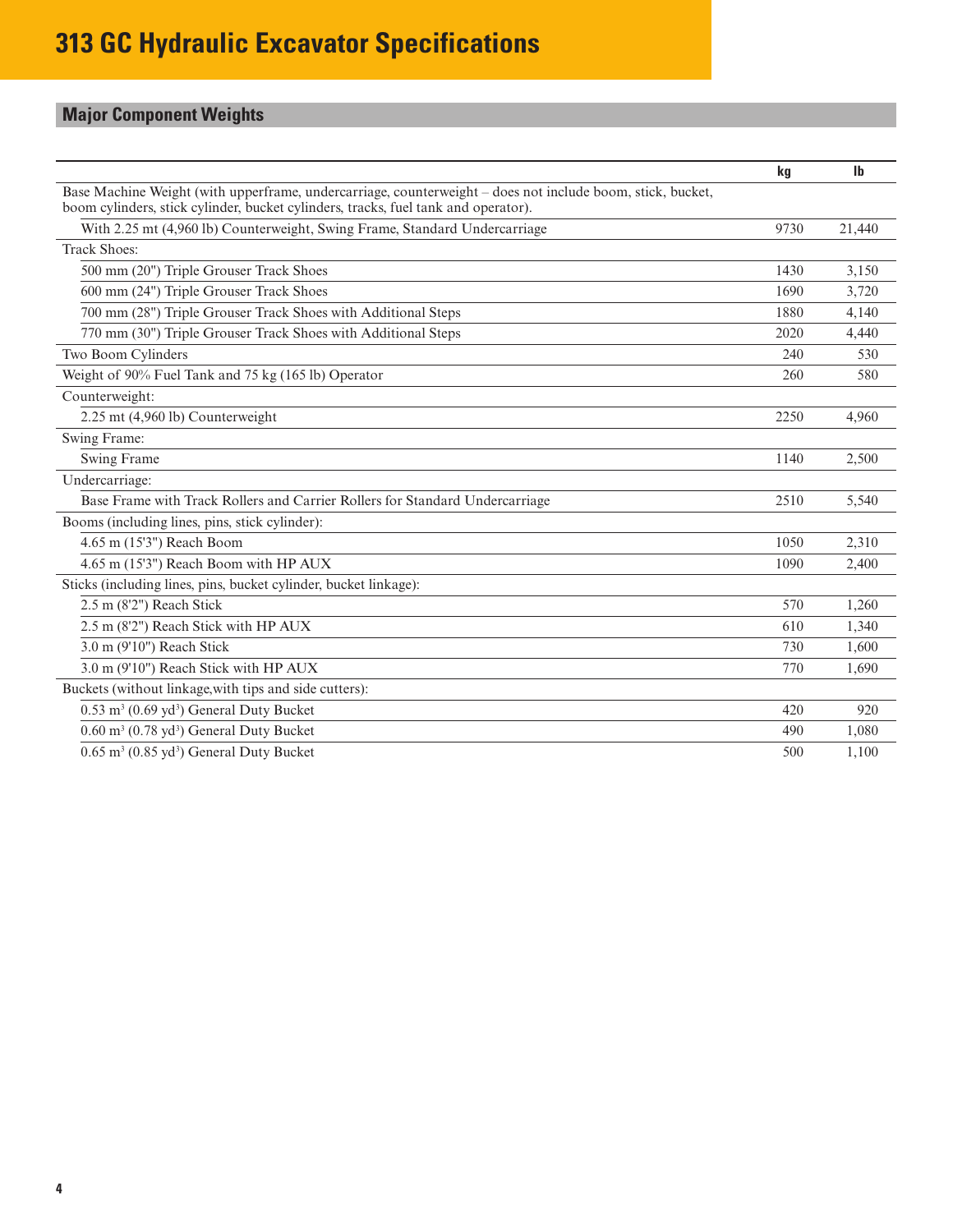# 313 GC Hydraulic Excavator Specifications

## Major Component Weights

| | kg | lb |
|---|---|---|
| Base Machine Weight (with upperframe, undercarriage, counterweight – does not include boom, stick, bucket, boom cylinders, stick cylinder, bucket cylinders, tracks, fuel tank and operator). | | |
| With 2.25 mt (4,960 lb) Counterweight, Swing Frame, Standard Undercarriage | 9730 | 21,440 |
| Track Shoes: | | |
| 500 mm (20") Triple Grouser Track Shoes | 1430 | 3,150 |
| 600 mm (24") Triple Grouser Track Shoes | 1690 | 3,720 |
| 700 mm (28") Triple Grouser Track Shoes with Additional Steps | 1880 | 4,140 |
| 770 mm (30") Triple Grouser Track Shoes with Additional Steps | 2020 | 4,440 |
| Two Boom Cylinders | 240 | 530 |
| Weight of 90% Fuel Tank and 75 kg (165 lb) Operator | 260 | 580 |
| Counterweight: | | |
| 2.25 mt (4,960 lb) Counterweight | 2250 | 4,960 |
| Swing Frame: | | |
| Swing Frame | 1140 | 2,500 |
| Undercarriage: | | |
| Base Frame with Track Rollers and Carrier Rollers for Standard Undercarriage | 2510 | 5,540 |
| Booms (including lines, pins, stick cylinder): | | |
| 4.65 m (15'3") Reach Boom | 1050 | 2,310 |
| 4.65 m (15'3") Reach Boom with HP AUX | 1090 | 2,400 |
| Sticks (including lines, pins, bucket cylinder, bucket linkage): | | |
| 2.5 m (8'2") Reach Stick | 570 | 1,260 |
| 2.5 m (8'2") Reach Stick with HP AUX | 610 | 1,340 |
| 3.0 m (9'10") Reach Stick | 730 | 1,600 |
| 3.0 m (9'10") Reach Stick with HP AUX | 770 | 1,690 |
| Buckets (without linkage,with tips and side cutters): | | |
| 0.53 $m^3$ (0.69 $yd^3$) General Duty Bucket | 420 | 920 |
| 0.60 $m^3$ (0.78 $yd^3$) General Duty Bucket | 490 | 1,080 |
| 0.65 $m^3$ (0.85 $yd^3$) General Duty Bucket | 500 | 1,100 |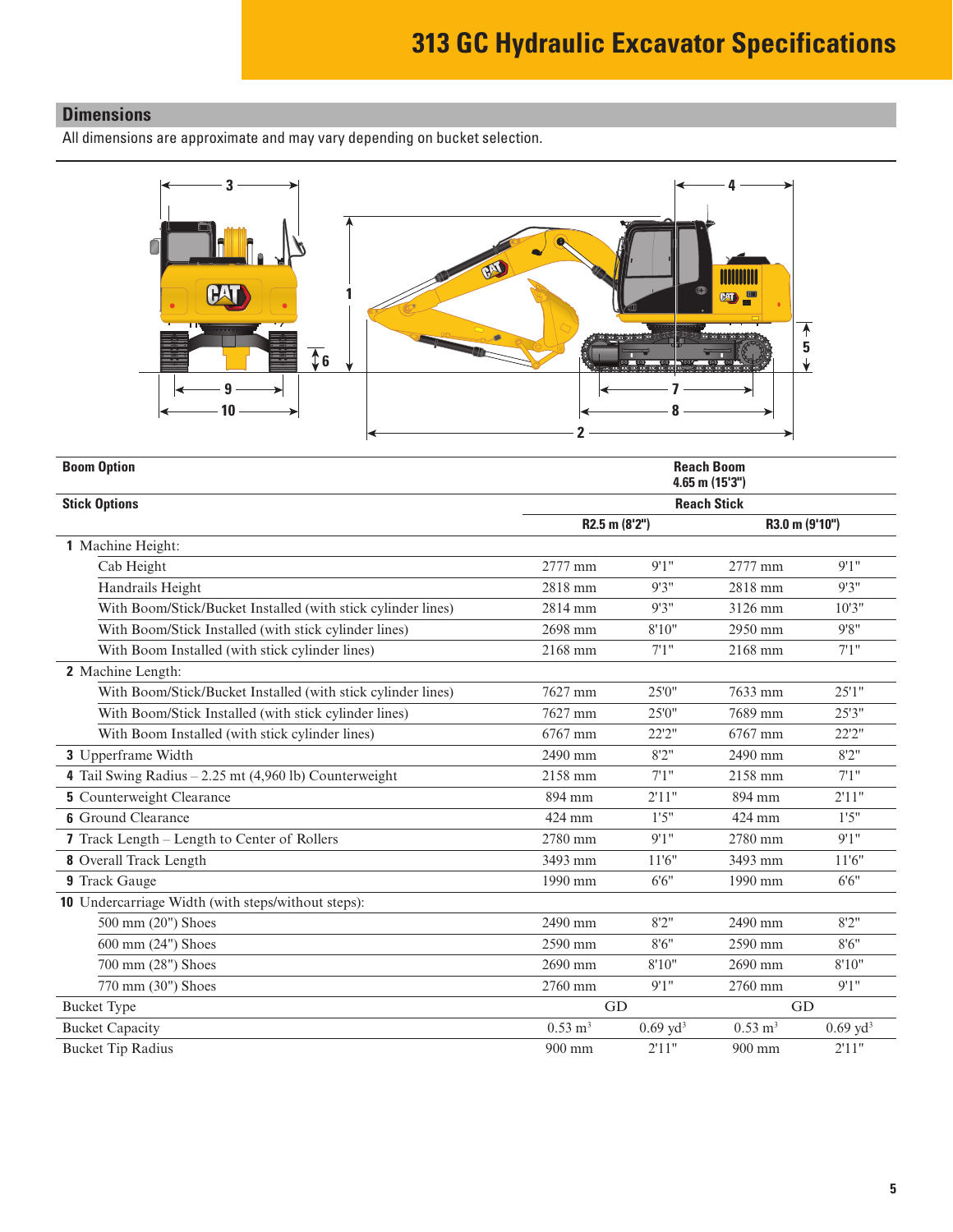# 313 GC Hydraulic Excavator Specifications

## Dimensions

All dimensions are approximate and may vary depending on bucket selection.

| Boom Option | Reach Boom 4.65 m (15'3") | | | |
|---|---|---|---|---|
| **Stick Options** | **Reach Stick** | | | |
| | **R2.5 m (8'2")** | | **R3.0 m (9'10")** | |
| **1** Machine Height: | | | | |
| Cab Height | 2777 mm | 9'1" | 2777 mm | 9'1" |
| Handrails Height | 2818 mm | 9'3" | 2818 mm | 9'3" |
| With Boom/Stick/Bucket Installed (with stick cylinder lines) | 2814 mm | 9'3" | 3126 mm | 10'3" |
| With Boom/Stick Installed (with stick cylinder lines) | 2698 mm | 8'10" | 2950 mm | 9'8" |
| With Boom Installed (with stick cylinder lines) | 2168 mm | 7'1" | 2168 mm | 7'1" |
| **2** Machine Length: | | | | |
| With Boom/Stick/Bucket Installed (with stick cylinder lines) | 7627 mm | 25'0" | 7633 mm | 25'1" |
| With Boom/Stick Installed (with stick cylinder lines) | 7627 mm | 25'0" | 7689 mm | 25'3" |
| With Boom Installed (with stick cylinder lines) | 6767 mm | 22'2" | 6767 mm | 22'2" |
| **3** Upperframe Width | 2490 mm | 8'2" | 2490 mm | 8'2" |
| **4** Tail Swing Radius – 2.25 mt (4,960 lb) Counterweight | 2158 mm | 7'1" | 2158 mm | 7'1" |
| **5** Counterweight Clearance | 894 mm | 2'11" | 894 mm | 2'11" |
| **6** Ground Clearance | 424 mm | 1'5" | 424 mm | 1'5" |
| **7** Track Length – Length to Center of Rollers | 2780 mm | 9'1" | 2780 mm | 9'1" |
| **8** Overall Track Length | 3493 mm | 11'6" | 3493 mm | 11'6" |
| **9** Track Gauge | 1990 mm | 6'6" | 1990 mm | 6'6" |
| **10** Undercarriage Width (with steps/without steps): | | | | |
| 500 mm (20") Shoes | 2490 mm | 8'2" | 2490 mm | 8'2" |
| 600 mm (24") Shoes | 2590 mm | 8'6" | 2590 mm | 8'6" |
| 700 mm (28") Shoes | 2690 mm | 8'10" | 2690 mm | 8'10" |
| 770 mm (30") Shoes | 2760 mm | 9'1" | 2760 mm | 9'1" |
| Bucket Type | GD | | GD | |
| Bucket Capacity | 0.53 $m^3$ | 0.69 $yd^3$ | 0.53 $m^3$ | 0.69 $yd^3$ |
| Bucket Tip Radius | 900 mm | 2'11" | 900 mm | 2'11" |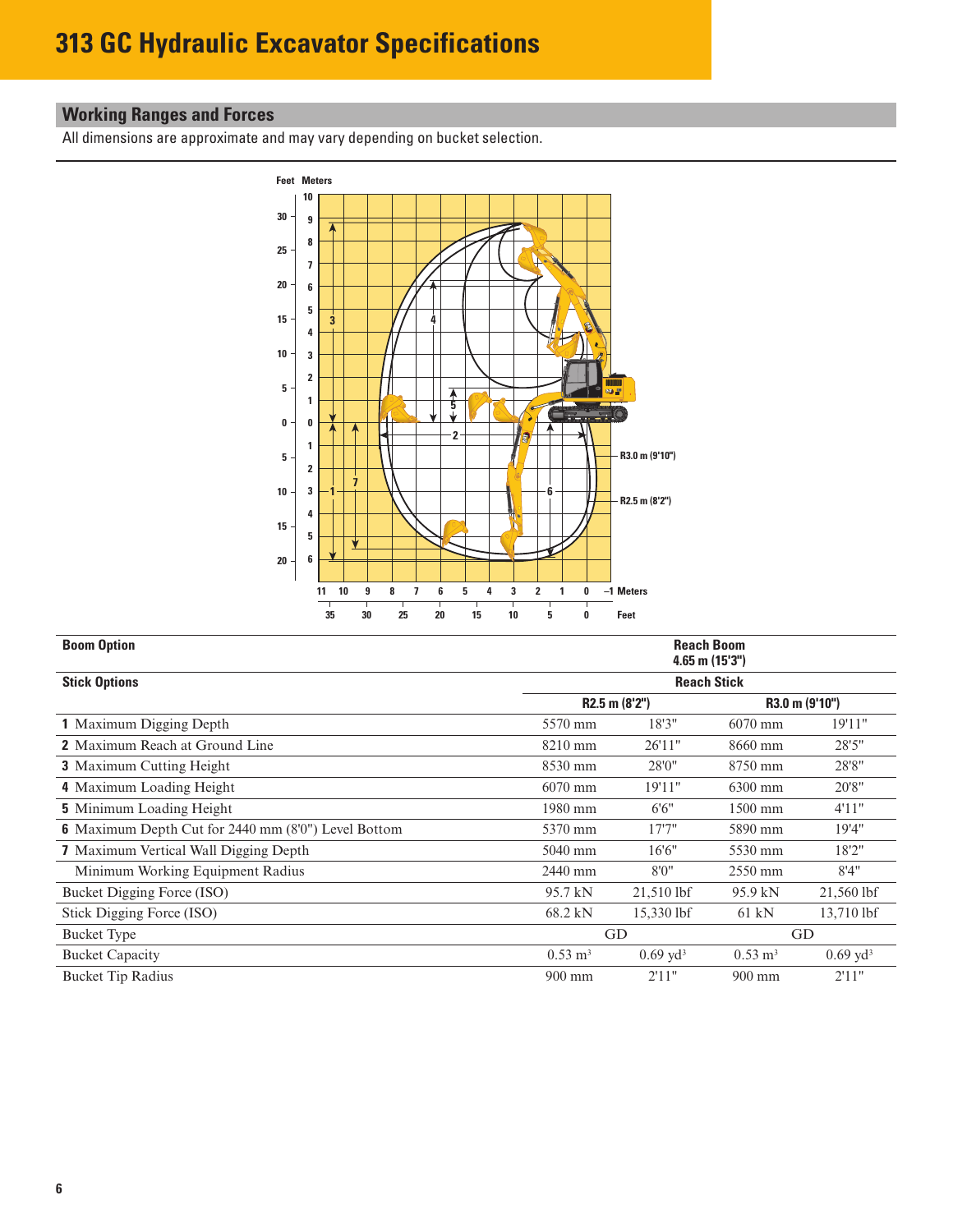# 313 GC Hydraulic Excavator Specifications

## Working Ranges and Forces

All dimensions are approximate and may vary depending on bucket selection.

| Boom Option | Reach Boom 4.65 m (15'3") | | | |
|---|---|---|---|---|
| **Stick Options** | **Reach Stick** | | | |
| | **R2.5 m (8'2")** | | **R3.0 m (9'10")** | |
| **1** Maximum Digging Depth | 5570 mm | 18'3" | 6070 mm | 19'11" |
| **2** Maximum Reach at Ground Line | 8210 mm | 26'11" | 8660 mm | 28'5" |
| **3** Maximum Cutting Height | 8530 mm | 28'0" | 8750 mm | 28'8" |
| **4** Maximum Loading Height | 6070 mm | 19'11" | 6300 mm | 20'8" |
| **5** Minimum Loading Height | 1980 mm | 6'6" | 1500 mm | 4'11" |
| **6** Maximum Depth Cut for 2440 mm (8'0") Level Bottom | 5370 mm | 17'7" | 5890 mm | 19'4" |
| **7** Maximum Vertical Wall Digging Depth | 5040 mm | 16'6" | 5530 mm | 18'2" |
| Minimum Working Equipment Radius | 2440 mm | 8'0" | 2550 mm | 8'4" |
| Bucket Digging Force (ISO) | 95.7 kN | 21,510 lbf | 95.9 kN | 21,560 lbf |
| Stick Digging Force (ISO) | 68.2 kN | 15,330 lbf | 61 kN | 13,710 lbf |
| Bucket Type | GD | | GD | |
| Bucket Capacity | 0.53 $m^3$ | 0.69 $yd^3$ | 0.53 $m^3$ | 0.69 $yd^3$ |
| Bucket Tip Radius | 900 mm | 2'11" | 900 mm | 2'11" |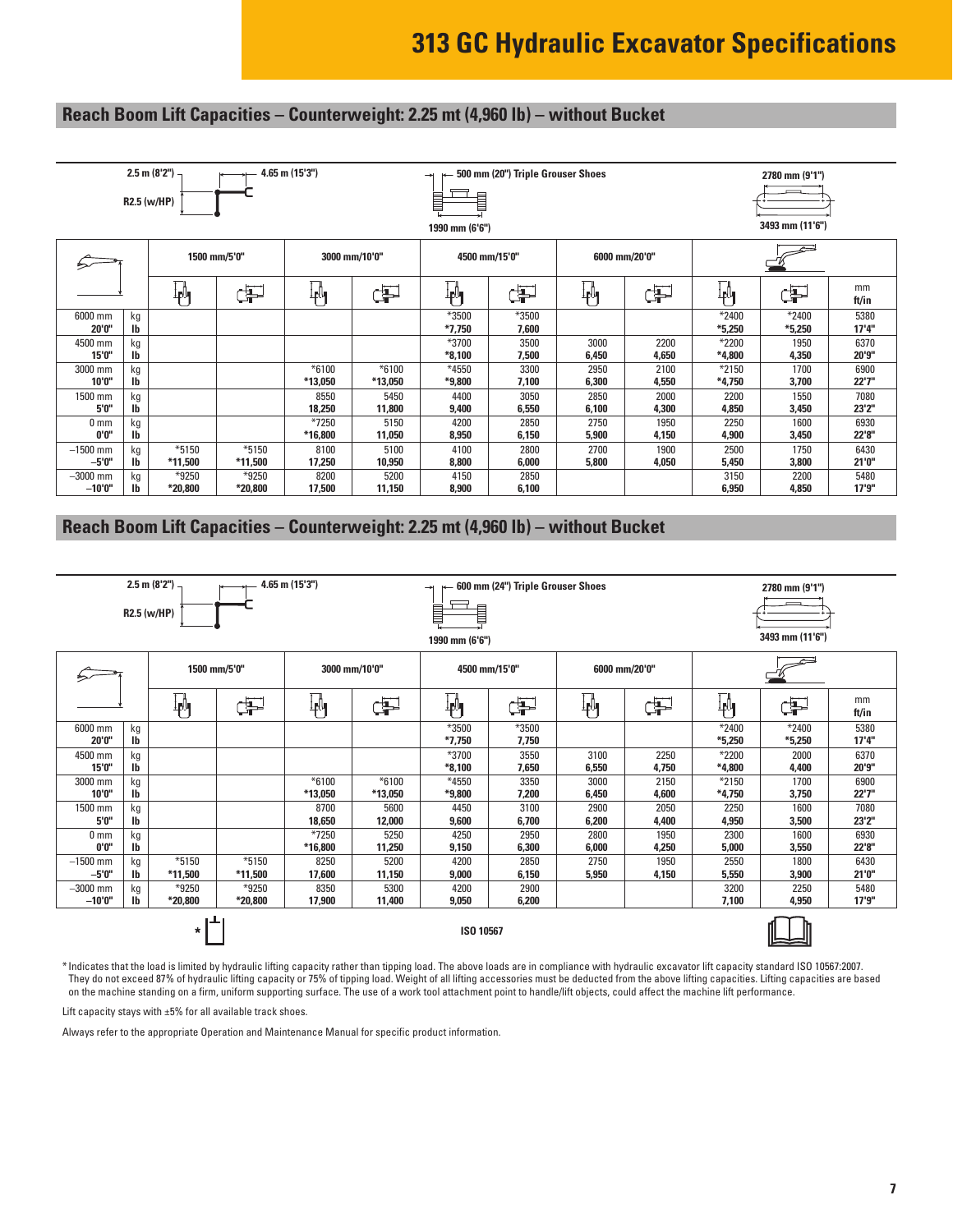# 313 GC Hydraulic Excavator Specifications

## Reach Boom Lift Capacities – Counterweight: 2.25 mt (4,960 lb) – without Bucket

2.5 m (8'2") R2.5 (w/HP) — 4.65 m (15'3") — 500 mm (20") Triple Grouser Shoes — 1990 mm (6'6") — 2780 mm (9'1") — 3493 mm (11'6")

| | | 1500 mm/5'0" | | 3000 mm/10'0" | | 4500 mm/15'0" | | 6000 mm/20'0" | | Max reach | | |
|---|---|---|---|---|---|---|---|---|---|---|---|---|
| | | Front | Side | Front | Side | Front | Side | Front | Side | Front | Side | mm ft/in |
| 6000 mm 20'0" | kg lb | | | | | *3500 *7,750 | *3500 7,600 | | | *2400 *5,250 | *2400 *5,250 | 5380 17'4" |
| 4500 mm 15'0" | kg lb | | | | | *3700 *8,100 | 3500 7,500 | 3000 6,450 | 2200 4,650 | *2200 *4,800 | 1950 4,350 | 6370 20'9" |
| 3000 mm 10'0" | kg lb | | | *6100 *13,050 | *6100 *13,050 | *4550 *9,800 | 3300 7,100 | 2950 6,300 | 2100 4,550 | *2150 *4,750 | 1700 3,700 | 6900 22'7" |
| 1500 mm 5'0" | kg lb | | | 8550 18,250 | 5450 11,800 | 4400 9,400 | 3050 6,550 | 2850 6,100 | 2000 4,300 | 2200 4,850 | 1550 3,450 | 7080 23'2" |
| 0 mm 0'0" | kg lb | | | *7250 *16,800 | 5150 11,050 | 4200 8,950 | 2850 6,150 | 2750 5,900 | 1950 4,150 | 2250 4,900 | 1600 3,450 | 6930 22'8" |
| –1500 mm –5'0" | kg lb | *5150 *11,500 | *5150 *11,500 | 8100 17,250 | 5100 10,950 | 4100 8,800 | 2800 6,000 | 2700 5,800 | 1900 4,050 | 2500 5,450 | 1750 3,800 | 6430 21'0" |
| –3000 mm –10'0" | kg lb | *9250 *20,800 | *9250 *20,800 | 8200 17,500 | 5200 11,150 | 4150 8,900 | 2850 6,100 | | | 3150 6,950 | 2200 4,850 | 5480 17'9" |

## Reach Boom Lift Capacities – Counterweight: 2.25 mt (4,960 lb) – without Bucket

2.5 m (8'2") R2.5 (w/HP) — 4.65 m (15'3") — 600 mm (24") Triple Grouser Shoes — 1990 mm (6'6") — 2780 mm (9'1") — 3493 mm (11'6")

| | | 1500 mm/5'0" | | 3000 mm/10'0" | | 4500 mm/15'0" | | 6000 mm/20'0" | | Max reach | | |
|---|---|---|---|---|---|---|---|---|---|---|---|---|
| | | Front | Side | Front | Side | Front | Side | Front | Side | Front | Side | mm ft/in |
| 6000 mm 20'0" | kg lb | | | | | *3500 *7,750 | *3500 7,750 | | | *2400 *5,250 | *2400 *5,250 | 5380 17'4" |
| 4500 mm 15'0" | kg lb | | | | | *3700 *8,100 | 3550 7,650 | 3100 6,550 | 2250 4,750 | *2200 *4,800 | 2000 4,400 | 6370 20'9" |
| 3000 mm 10'0" | kg lb | | | *6100 *13,050 | *6100 *13,050 | *4550 *9,800 | 3350 7,200 | 3000 6,450 | 2150 4,600 | *2150 *4,750 | 1700 3,750 | 6900 22'7" |
| 1500 mm 5'0" | kg lb | | | 8700 18,650 | 5600 12,000 | 4450 9,600 | 3100 6,700 | 2900 6,200 | 2050 4,400 | 2250 4,950 | 1600 3,500 | 7080 23'2" |
| 0 mm 0'0" | kg lb | | | *7250 *16,800 | 5250 11,250 | 4250 9,150 | 2950 6,300 | 2800 6,000 | 1950 4,250 | 2300 5,000 | 1600 3,550 | 6930 22'8" |
| –1500 mm –5'0" | kg lb | *5150 *11,500 | *5150 *11,500 | 8250 17,600 | 5200 11,150 | 4200 9,000 | 2850 6,150 | 2750 5,950 | 1950 4,150 | 2550 5,550 | 1800 3,900 | 6430 21'0" |
| –3000 mm –10'0" | kg lb | *9250 *20,800 | *9250 *20,800 | 8350 17,900 | 5300 11,400 | 4200 9,050 | 2900 6,200 | | | 3200 7,100 | 2250 4,950 | 5480 17'9" |

ISO 10567

*Indicates that the load is limited by hydraulic lifting capacity rather than tipping load. The above loads are in compliance with hydraulic excavator lift capacity standard ISO 10567:2007. They do not exceed 87% of hydraulic lifting capacity or 75% of tipping load. Weight of all lifting accessories must be deducted from the above lifting capacities. Lifting capacities are based on the machine standing on a firm, uniform supporting surface. The use of a work tool attachment point to handle/lift objects, could affect the machine lift performance.

Lift capacity stays with ±5% for all available track shoes.

Always refer to the appropriate Operation and Maintenance Manual for specific product information.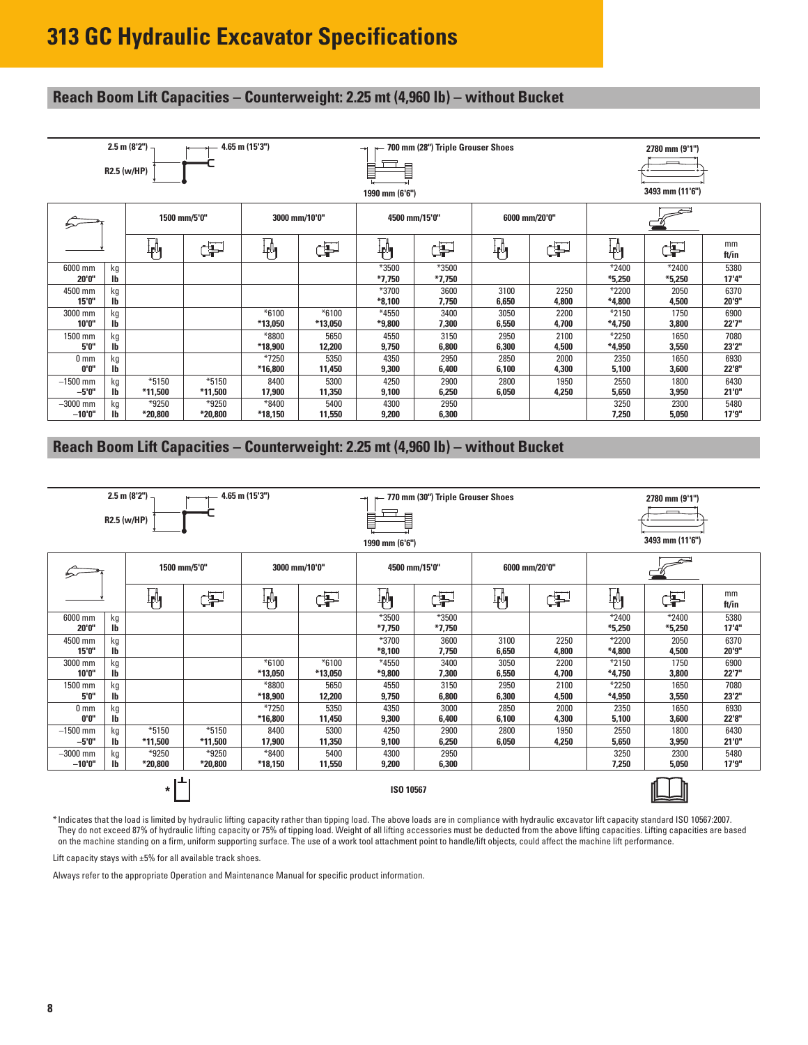# 313 GC Hydraulic Excavator Specifications

## Reach Boom Lift Capacities – Counterweight: 2.25 mt (4,960 lb) – without Bucket

2.5 m (8'2") R2.5 (w/HP) — 4.65 m (15'3") — 700 mm (28") Triple Grouser Shoes — 1990 mm (6'6") — 2780 mm (9'1") — 3493 mm (11'6")

| | | 1500 mm/5'0" | | 3000 mm/10'0" | | 4500 mm/15'0" | | 6000 mm/20'0" | | | | |
|---|---|---|---|---|---|---|---|---|---|---|---|---|
| | | Front | Side | Front | Side | Front | Side | Front | Side | Front | Side | mm ft/in |
| 6000 mm | kg | | | | | *3500 | *3500 | | | *2400 | *2400 | 5380 |
| 20'0" | lb | | | | | *7,750 | *7,750 | | | *5,250 | *5,250 | 17'4" |
| 4500 mm | kg | | | | | *3700 | 3600 | 3100 | 2250 | *2200 | 2050 | 6370 |
| 15'0" | lb | | | | | *8,100 | 7,750 | 6,650 | 4,800 | *4,800 | 4,500 | 20'9" |
| 3000 mm | kg | | | *6100 | *6100 | *4550 | 3400 | 3050 | 2200 | *2150 | 1750 | 6900 |
| 10'0" | lb | | | *13,050 | *13,050 | *9,800 | 7,300 | 6,550 | 4,700 | *4,750 | 3,800 | 22'7" |
| 1500 mm | kg | | | *8800 | 5650 | 4550 | 3150 | 2950 | 2100 | *2250 | 1650 | 7080 |
| 5'0" | lb | | | *18,900 | 12,200 | 9,750 | 6,800 | 6,300 | 4,500 | *4,950 | 3,550 | 23'2" |
| 0 mm | kg | | | *7250 | 5350 | 4350 | 2950 | 2850 | 2000 | 2350 | 1650 | 6930 |
| 0'0" | lb | | | *16,800 | 11,450 | 9,300 | 6,400 | 6,100 | 4,300 | 5,100 | 3,600 | 22'8" |
| –1500 mm | kg | *5150 | *5150 | 8400 | 5300 | 4250 | 2900 | 2800 | 1950 | 2550 | 1800 | 6430 |
| –5'0" | lb | *11,500 | *11,500 | 17,900 | 11,350 | 9,100 | 6,250 | 6,050 | 4,250 | 5,650 | 3,950 | 21'0" |
| –3000 mm | kg | *9250 | *9250 | *8400 | 5400 | 4300 | 2950 | | | 3250 | 2300 | 5480 |
| –10'0" | lb | *20,800 | *20,800 | *18,150 | 11,550 | 9,200 | 6,300 | | | 7,250 | 5,050 | 17'9" |

## Reach Boom Lift Capacities – Counterweight: 2.25 mt (4,960 lb) – without Bucket

2.5 m (8'2") R2.5 (w/HP) — 4.65 m (15'3") — 770 mm (30") Triple Grouser Shoes — 1990 mm (6'6") — 2780 mm (9'1") — 3493 mm (11'6")

| | | 1500 mm/5'0" | | 3000 mm/10'0" | | 4500 mm/15'0" | | 6000 mm/20'0" | | | | |
|---|---|---|---|---|---|---|---|---|---|---|---|---|
| | | Front | Side | Front | Side | Front | Side | Front | Side | Front | Side | mm ft/in |
| 6000 mm | kg | | | | | *3500 | *3500 | | | *2400 | *2400 | 5380 |
| 20'0" | lb | | | | | *7,750 | *7,750 | | | *5,250 | *5,250 | 17'4" |
| 4500 mm | kg | | | | | *3700 | 3600 | 3100 | 2250 | *2200 | 2050 | 6370 |
| 15'0" | lb | | | | | *8,100 | 7,750 | 6,650 | 4,800 | *4,800 | 4,500 | 20'9" |
| 3000 mm | kg | | | *6100 | *6100 | *4550 | 3400 | 3050 | 2200 | *2150 | 1750 | 6900 |
| 10'0" | lb | | | *13,050 | *13,050 | *9,800 | 7,300 | 6,550 | 4,700 | *4,750 | 3,800 | 22'7" |
| 1500 mm | kg | | | *8800 | 5650 | 4550 | 3150 | 2950 | 2100 | *2250 | 1650 | 7080 |
| 5'0" | lb | | | *18,900 | 12,200 | 9,750 | 6,800 | 6,300 | 4,500 | *4,950 | 3,550 | 23'2" |
| 0 mm | kg | | | *7250 | 5350 | 4350 | 3000 | 2850 | 2000 | 2350 | 1650 | 6930 |
| 0'0" | lb | | | *16,800 | 11,450 | 9,300 | 6,400 | 6,100 | 4,300 | 5,100 | 3,600 | 22'8" |
| –1500 mm | kg | *5150 | *5150 | 8400 | 5300 | 4250 | 2900 | 2800 | 1950 | 2550 | 1800 | 6430 |
| –5'0" | lb | *11,500 | *11,500 | 17,900 | 11,350 | 9,100 | 6,250 | 6,050 | 4,250 | 5,650 | 3,950 | 21'0" |
| –3000 mm | kg | *9250 | *9250 | *8400 | 5400 | 4300 | 2950 | | | 3250 | 2300 | 5480 |
| –10'0" | lb | *20,800 | *20,800 | *18,150 | 11,550 | 9,200 | 6,300 | | | 7,250 | 5,050 | 17'9" |

ISO 10567

*Indicates that the load is limited by hydraulic lifting capacity rather than tipping load. The above loads are in compliance with hydraulic excavator lift capacity standard ISO 10567:2007. They do not exceed 87% of hydraulic lifting capacity or 75% of tipping load. Weight of all lifting accessories must be deducted from the above lifting capacities. Lifting capacities are based on the machine standing on a firm, uniform supporting surface. The use of a work tool attachment point to handle/lift objects, could affect the machine lift performance.

Lift capacity stays with ±5% for all available track shoes.

Always refer to the appropriate Operation and Maintenance Manual for specific product information.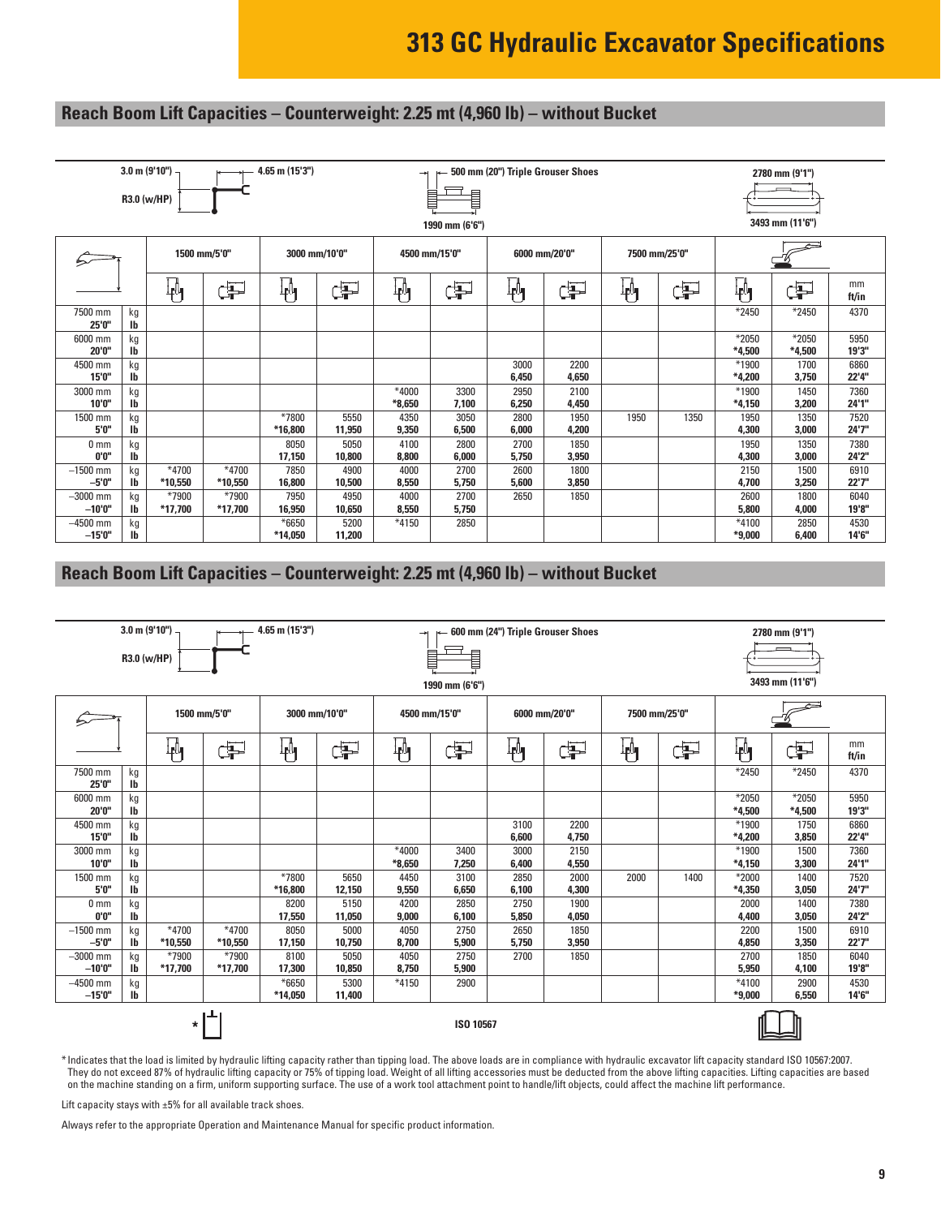# 313 GC Hydraulic Excavator Specifications

## Reach Boom Lift Capacities – Counterweight: 2.25 mt (4,960 lb) – without Bucket

3.0 m (9'10") R3.0 (w/HP) — 4.65 m (15'3") — 500 mm (20") Triple Grouser Shoes — 1990 mm (6'6") — 2780 mm (9'1") — 3493 mm (11'6")

| | | 1500 mm/5'0" | | 3000 mm/10'0" | | 4500 mm/15'0" | | 6000 mm/20'0" | | 7500 mm/25'0" | | | | |
|---|---|---|---|---|---|---|---|---|---|---|---|---|---|---|
| | | Front | Side | Front | Side | Front | Side | Front | Side | Front | Side | Front | Side | mm ft/in |
| 7500 mm 25'0" | kg lb | | | | | | | | | | | *2450 | *2450 | 4370 |
| 6000 mm 20'0" | kg lb | | | | | | | | | | | *2050 *4,500 | *2050 *4,500 | 5950 19'3" |
| 4500 mm 15'0" | kg lb | | | | | | | 3000 6,450 | 2200 4,650 | | | *1900 *4,200 | 1700 3,750 | 6860 22'4" |
| 3000 mm 10'0" | kg lb | | | | | *4000 *8,650 | 3300 7,100 | 2950 6,250 | 2100 4,450 | | | *1900 *4,150 | 1450 3,200 | 7360 24'1" |
| 1500 mm 5'0" | kg lb | | | *7800 *16,800 | 5550 11,950 | 4350 9,350 | 3050 6,500 | 2800 6,000 | 1950 4,200 | 1950 | 1350 | 1950 4,300 | 1350 3,000 | 7520 24'7" |
| 0 mm 0'0" | kg lb | | | 8050 17,150 | 5050 10,800 | 4100 8,800 | 2800 6,000 | 2700 5,750 | 1850 3,950 | | | 1950 4,300 | 1350 3,000 | 7380 24'2" |
| –1500 mm –5'0" | kg lb | *4700 *10,550 | *4700 *10,550 | 7850 16,800 | 4900 10,500 | 4000 8,550 | 2700 5,750 | 2600 5,600 | 1800 3,850 | | | 2150 4,700 | 1500 3,250 | 6910 22'7" |
| –3000 mm –10'0" | kg lb | *7900 *17,700 | *7900 *17,700 | 7950 16,950 | 4950 10,650 | 4000 8,550 | 2700 5,750 | 2650 | 1850 | | | 2600 5,800 | 1800 4,000 | 6040 19'8" |
| –4500 mm –15'0" | kg lb | | | *6650 *14,050 | 5200 11,200 | *4150 | 2850 | | | | | *4100 *9,000 | 2850 6,400 | 4530 14'6" |

## Reach Boom Lift Capacities – Counterweight: 2.25 mt (4,960 lb) – without Bucket

3.0 m (9'10") R3.0 (w/HP) — 4.65 m (15'3") — 600 mm (24") Triple Grouser Shoes — 1990 mm (6'6") — 2780 mm (9'1") — 3493 mm (11'6")

| | | 1500 mm/5'0" | | 3000 mm/10'0" | | 4500 mm/15'0" | | 6000 mm/20'0" | | 7500 mm/25'0" | | | | |
|---|---|---|---|---|---|---|---|---|---|---|---|---|---|---|
| | | Front | Side | Front | Side | Front | Side | Front | Side | Front | Side | Front | Side | mm ft/in |
| 7500 mm 25'0" | kg lb | | | | | | | | | | | *2450 | *2450 | 4370 |
| 6000 mm 20'0" | kg lb | | | | | | | | | | | *2050 *4,500 | *2050 *4,500 | 5950 19'3" |
| 4500 mm 15'0" | kg lb | | | | | | | 3100 6,600 | 2200 4,750 | | | *1900 *4,200 | 1750 3,850 | 6860 22'4" |
| 3000 mm 10'0" | kg lb | | | | | *4000 *8,650 | 3400 7,250 | 3000 6,400 | 2150 4,550 | | | *1900 *4,150 | 1500 3,300 | 7360 24'1" |
| 1500 mm 5'0" | kg lb | | | *7800 *16,800 | 5650 12,150 | 4450 9,550 | 3100 6,650 | 2850 6,100 | 2000 4,300 | 2000 | 1400 | *2000 *4,350 | 1400 3,050 | 7520 24'7" |
| 0 mm 0'0" | kg lb | | | 8200 17,550 | 5150 11,050 | 4200 9,000 | 2850 6,100 | 2750 5,850 | 1900 4,050 | | | 2000 4,400 | 1400 3,050 | 7380 24'2" |
| –1500 mm –5'0" | kg lb | *4700 *10,550 | *4700 *10,550 | 8050 17,150 | 5000 10,750 | 4050 8,700 | 2750 5,900 | 2650 5,750 | 1850 3,950 | | | 2200 4,850 | 1500 3,350 | 6910 22'7" |
| –3000 mm –10'0" | kg lb | *7900 *17,700 | *7900 *17,700 | 8100 17,300 | 5050 10,850 | 4050 8,750 | 2750 5,900 | 2700 | 1850 | | | 2700 5,950 | 1850 4,100 | 6040 19'8" |
| –4500 mm –15'0" | kg lb | | | *6650 *14,050 | 5300 11,400 | *4150 | 2900 | | | | | *4100 *9,000 | 2900 6,550 | 4530 14'6" |

ISO 10567

*Indicates that the load is limited by hydraulic lifting capacity rather than tipping load. The above loads are in compliance with hydraulic excavator lift capacity standard ISO 10567:2007. They do not exceed 87% of hydraulic lifting capacity or 75% of tipping load. Weight of all lifting accessories must be deducted from the above lifting capacities. Lifting capacities are based on the machine standing on a firm, uniform supporting surface. The use of a work tool attachment point to handle/lift objects, could affect the machine lift performance.

Lift capacity stays with ±5% for all available track shoes.

Always refer to the appropriate Operation and Maintenance Manual for specific product information.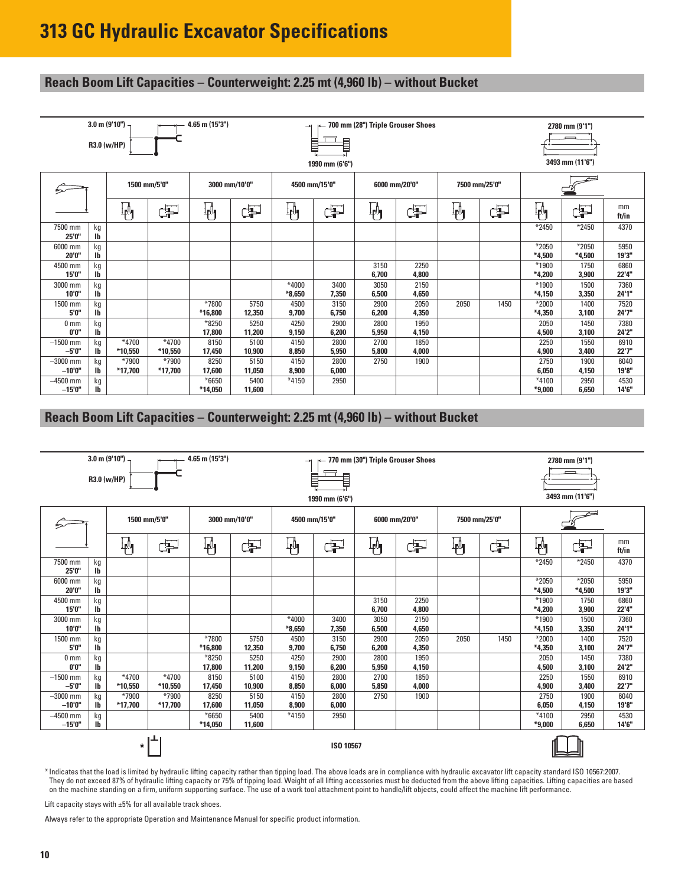# 313 GC Hydraulic Excavator Specifications

## Reach Boom Lift Capacities – Counterweight: 2.25 mt (4,960 lb) – without Bucket

3.0 m (9'10") R3.0 (w/HP) | 4.65 m (15'3") | 700 mm (28") Triple Grouser Shoes | 1990 mm (6'6") | 2780 mm (9'1") | 3493 mm (11'6")

| | | 1500 mm/5'0" | | 3000 mm/10'0" | | 4500 mm/15'0" | | 6000 mm/20'0" | | 7500 mm/25'0" | | Max. reach | | |
|---|---|---|---|---|---|---|---|---|---|---|---|---|---|---|
| | | Front | Side | Front | Side | Front | Side | Front | Side | Front | Side | Front | Side | mm ft/in |
| 7500 mm 25'0" | kg lb | | | | | | | | | | | *2450 | *2450 | 4370 |
| 6000 mm 20'0" | kg lb | | | | | | | | | | | *2050 *4,500 | *2050 *4,500 | 5950 19'3" |
| 4500 mm 15'0" | kg lb | | | | | | | 3150 6,700 | 2250 4,800 | | | *1900 *4,200 | 1750 3,900 | 6860 22'4" |
| 3000 mm 10'0" | kg lb | | | | | *4000 *8,650 | 3400 7,350 | 3050 6,500 | 2150 4,650 | | | *1900 *4,150 | 1500 3,350 | 7360 24'1" |
| 1500 mm 5'0" | kg lb | | | *7800 *16,800 | 5750 12,350 | 4500 9,700 | 3150 6,750 | 2900 6,200 | 2050 4,350 | 2050 | 1450 | *2000 *4,350 | 1400 3,100 | 7520 24'7" |
| 0 mm 0'0" | kg lb | | | *8250 17,800 | 5250 11,200 | 4250 9,150 | 2900 6,200 | 2800 5,950 | 1950 4,150 | | | 2050 4,500 | 1450 3,100 | 7380 24'2" |
| –1500 mm –5'0" | kg lb | *4700 *10,550 | *4700 *10,550 | 8150 17,450 | 5100 10,900 | 4150 8,850 | 2800 5,950 | 2700 5,800 | 1850 4,000 | | | 2250 4,900 | 1550 3,400 | 6910 22'7" |
| –3000 mm –10'0" | kg lb | *7900 *17,700 | *7900 *17,700 | 8250 17,600 | 5150 11,050 | 4150 8,900 | 2800 6,000 | 2750 | 1900 | | | 2750 6,050 | 1900 4,150 | 6040 19'8" |
| –4500 mm –15'0" | kg lb | | | *6650 *14,050 | 5400 11,600 | *4150 | 2950 | | | | | *4100 *9,000 | 2950 6,650 | 4530 14'6" |

## Reach Boom Lift Capacities – Counterweight: 2.25 mt (4,960 lb) – without Bucket

3.0 m (9'10") R3.0 (w/HP) | 4.65 m (15'3") | 770 mm (30") Triple Grouser Shoes | 1990 mm (6'6") | 2780 mm (9'1") | 3493 mm (11'6")

| | | 1500 mm/5'0" | | 3000 mm/10'0" | | 4500 mm/15'0" | | 6000 mm/20'0" | | 7500 mm/25'0" | | Max. reach | | |
|---|---|---|---|---|---|---|---|---|---|---|---|---|---|---|
| | | Front | Side | Front | Side | Front | Side | Front | Side | Front | Side | Front | Side | mm ft/in |
| 7500 mm 25'0" | kg lb | | | | | | | | | | | *2450 | *2450 | 4370 |
| 6000 mm 20'0" | kg lb | | | | | | | | | | | *2050 *4,500 | *2050 *4,500 | 5950 19'3" |
| 4500 mm 15'0" | kg lb | | | | | | | 3150 6,700 | 2250 4,800 | | | *1900 *4,200 | 1750 3,900 | 6860 22'4" |
| 3000 mm 10'0" | kg lb | | | | | *4000 *8,650 | 3400 7,350 | 3050 6,500 | 2150 4,650 | | | *1900 *4,150 | 1500 3,350 | 7360 24'1" |
| 1500 mm 5'0" | kg lb | | | *7800 *16,800 | 5750 12,350 | 4500 9,700 | 3150 6,750 | 2900 6,200 | 2050 4,350 | 2050 | 1450 | *2000 *4,350 | 1400 3,100 | 7520 24'7" |
| 0 mm 0'0" | kg lb | | | *8250 17,800 | 5250 11,200 | 4250 9,150 | 2900 6,200 | 2800 5,950 | 1950 4,150 | | | 2050 4,500 | 1450 3,100 | 7380 24'2" |
| –1500 mm –5'0" | kg lb | *4700 *10,550 | *4700 *10,550 | 8150 17,450 | 5100 10,900 | 4150 8,850 | 2800 6,000 | 2700 5,850 | 1850 4,000 | | | 2250 4,900 | 1550 3,400 | 6910 22'7" |
| –3000 mm –10'0" | kg lb | *7900 *17,700 | *7900 *17,700 | 8250 17,600 | 5150 11,050 | 4150 8,900 | 2800 6,000 | 2750 | 1900 | | | 2750 6,050 | 1900 4,150 | 6040 19'8" |
| –4500 mm –15'0" | kg lb | | | *6650 *14,050 | 5400 11,600 | *4150 | 2950 | | | | | *4100 *9,000 | 2950 6,650 | 4530 14'6" |

ISO 10567

*Indicates that the load is limited by hydraulic lifting capacity rather than tipping load. The above loads are in compliance with hydraulic excavator lift capacity standard ISO 10567:2007. They do not exceed 87% of hydraulic lifting capacity or 75% of tipping load. Weight of all lifting accessories must be deducted from the above lifting capacities. Lifting capacities are based on the machine standing on a firm, uniform supporting surface. The use of a work tool attachment point to handle/lift objects, could affect the machine lift performance.

Lift capacity stays with ±5% for all available track shoes.

Always refer to the appropriate Operation and Maintenance Manual for specific product information.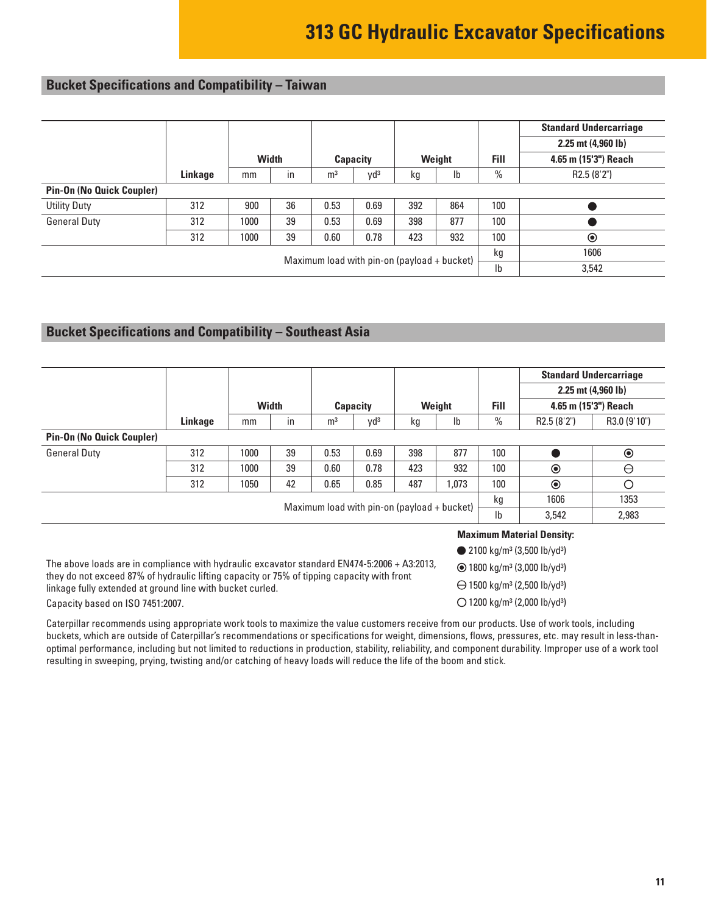# 313 GC Hydraulic Excavator Specifications

## Bucket Specifications and Compatibility – Taiwan

| | Linkage | Width | | Capacity | | Weight | | Fill | Standard Undercarriage 2.25 mt (4,960 lb) 4.65 m (15'3") Reach |
|---|---|---|---|---|---|---|---|---|---|
| | | mm | in | m³ | yd³ | kg | lb | % | R2.5 (8'2") |
| **Pin-On (No Quick Coupler)** | | | | | | | | | |
| Utility Duty | 312 | 900 | 36 | 0.53 | 0.69 | 392 | 864 | 100 | ● |
| General Duty | 312 | 1000 | 39 | 0.53 | 0.69 | 398 | 877 | 100 | ● |
| | 312 | 1000 | 39 | 0.60 | 0.78 | 423 | 932 | 100 | ⦿ |
| Maximum load with pin-on (payload + bucket) | | | | | | | | kg | 1606 |
| | | | | | | | | lb | 3,542 |

## Bucket Specifications and Compatibility – Southeast Asia

| | Linkage | Width | | Capacity | | Weight | | Fill | Standard Undercarriage 2.25 mt (4,960 lb) 4.65 m (15'3") Reach | |
|---|---|---|---|---|---|---|---|---|---|---|
| | | mm | in | m³ | yd³ | kg | lb | % | R2.5 (8'2") | R3.0 (9'10") |
| **Pin-On (No Quick Coupler)** | | | | | | | | | | |
| General Duty | 312 | 1000 | 39 | 0.53 | 0.69 | 398 | 877 | 100 | ● | ⦿ |
| | 312 | 1000 | 39 | 0.60 | 0.78 | 423 | 932 | 100 | ⦿ | ⊖ |
| | 312 | 1050 | 42 | 0.65 | 0.85 | 487 | 1,073 | 100 | ⦿ | ○ |
| Maximum load with pin-on (payload + bucket) | | | | | | | | kg | 1606 | 1353 |
| | | | | | | | | lb | 3,542 | 2,983 |

The above loads are in compliance with hydraulic excavator standard EN474-5:2006 + A3:2013, they do not exceed 87% of hydraulic lifting capacity or 75% of tipping capacity with front linkage fully extended at ground line with bucket curled.

Capacity based on ISO 7451:2007.

**Maximum Material Density:**

- ● 2100 kg/m³ (3,500 lb/yd³)
- ⦿ 1800 kg/m³ (3,000 lb/yd³)
- ⊖ 1500 kg/m³ (2,500 lb/yd³)
- ○ 1200 kg/m³ (2,000 lb/yd³)

Caterpillar recommends using appropriate work tools to maximize the value customers receive from our products. Use of work tools, including buckets, which are outside of Caterpillar's recommendations or specifications for weight, dimensions, flows, pressures, etc. may result in less-than-optimal performance, including but not limited to reductions in production, stability, reliability, and component durability. Improper use of a work tool resulting in sweeping, prying, twisting and/or catching of heavy loads will reduce the life of the boom and stick.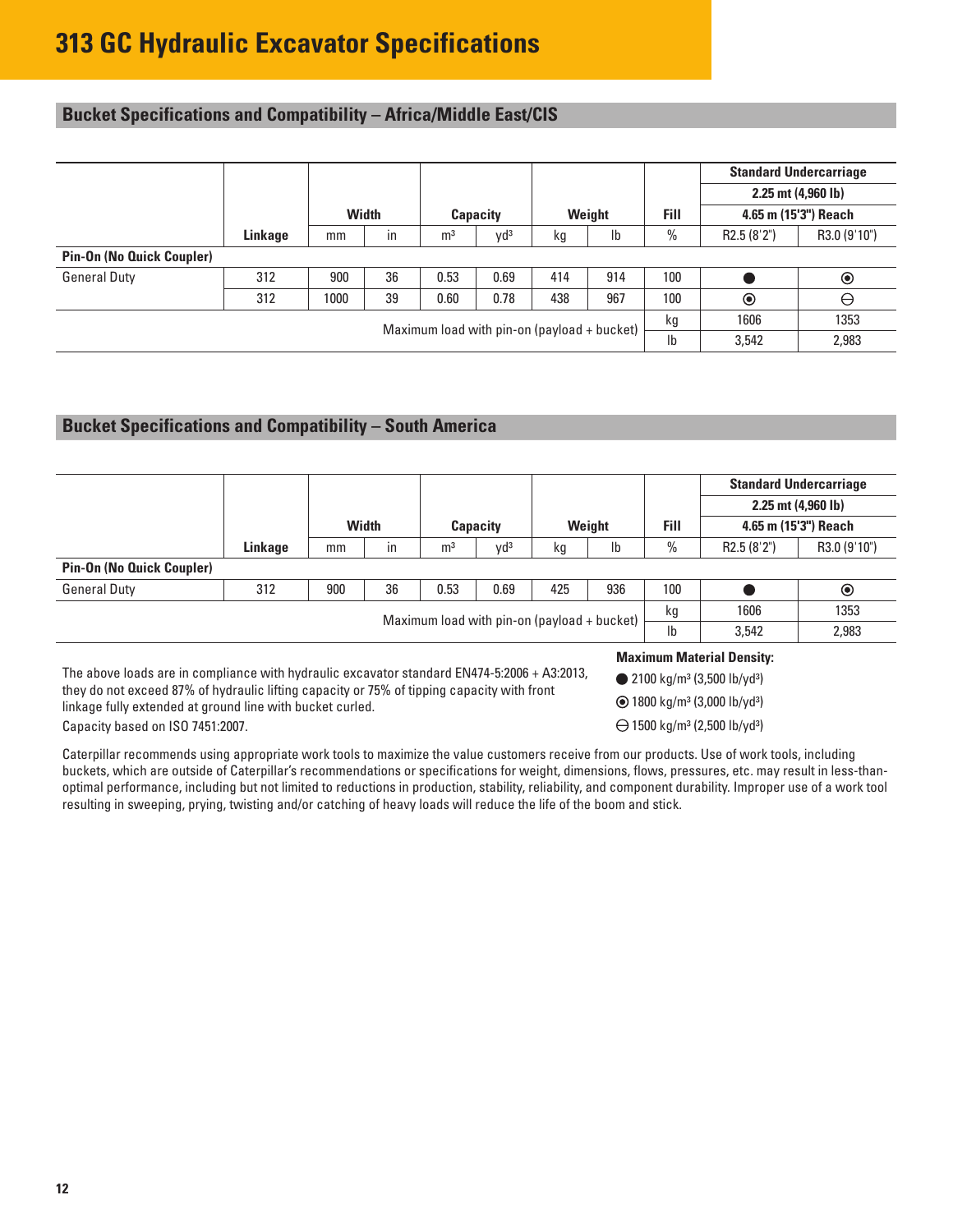# 313 GC Hydraulic Excavator Specifications

## Bucket Specifications and Compatibility – Africa/Middle East/CIS

| | Linkage | Width | | Capacity | | Weight | | Fill | Standard Undercarriage 2.25 mt (4,960 lb) 4.65 m (15'3") Reach | |
|---|---|---|---|---|---|---|---|---|---|---|
| | | mm | in | m³ | yd³ | kg | lb | % | R2.5 (8'2") | R3.0 (9'10") |
| **Pin-On (No Quick Coupler)** | | | | | | | | | | |
| General Duty | 312 | 900 | 36 | 0.53 | 0.69 | 414 | 914 | 100 | ● | ⦿ |
| | 312 | 1000 | 39 | 0.60 | 0.78 | 438 | 967 | 100 | ⦿ | ⊖ |
| Maximum load with pin-on (payload + bucket) | | | | | | | | kg | 1606 | 1353 |
| | | | | | | | | lb | 3,542 | 2,983 |

## Bucket Specifications and Compatibility – South America

| | Linkage | Width | | Capacity | | Weight | | Fill | Standard Undercarriage 2.25 mt (4,960 lb) 4.65 m (15'3") Reach | |
|---|---|---|---|---|---|---|---|---|---|---|
| | | mm | in | m³ | yd³ | kg | lb | % | R2.5 (8'2") | R3.0 (9'10") |
| **Pin-On (No Quick Coupler)** | | | | | | | | | | |
| General Duty | 312 | 900 | 36 | 0.53 | 0.69 | 425 | 936 | 100 | ● | ⦿ |
| Maximum load with pin-on (payload + bucket) | | | | | | | | kg | 1606 | 1353 |
| | | | | | | | | lb | 3,542 | 2,983 |

The above loads are in compliance with hydraulic excavator standard EN474-5:2006 + A3:2013, they do not exceed 87% of hydraulic lifting capacity or 75% of tipping capacity with front linkage fully extended at ground line with bucket curled.

Capacity based on ISO 7451:2007.

**Maximum Material Density:**

- ● 2100 kg/m³ (3,500 lb/yd³)
- ⦿ 1800 kg/m³ (3,000 lb/yd³)
- ⊖ 1500 kg/m³ (2,500 lb/yd³)

Caterpillar recommends using appropriate work tools to maximize the value customers receive from our products. Use of work tools, including buckets, which are outside of Caterpillar's recommendations or specifications for weight, dimensions, flows, pressures, etc. may result in less-than-optimal performance, including but not limited to reductions in production, stability, reliability, and component durability. Improper use of a work tool resulting in sweeping, prying, twisting and/or catching of heavy loads will reduce the life of the boom and stick.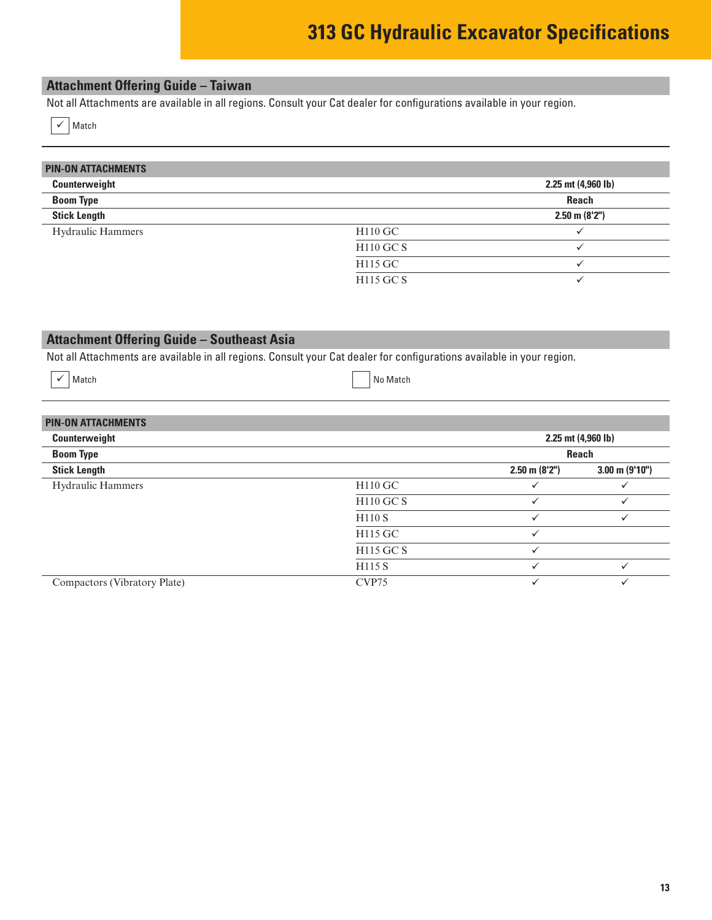# 313 GC Hydraulic Excavator Specifications

## Attachment Offering Guide – Taiwan

Not all Attachments are available in all regions. Consult your Cat dealer for configurations available in your region.

✓ Match

| PIN-ON ATTACHMENTS | | |
|---|---|---|
| **Counterweight** | | **2.25 mt (4,960 lb)** |
| **Boom Type** | | **Reach** |
| **Stick Length** | | **2.50 m (8'2")** |
| Hydraulic Hammers | H110 GC | ✓ |
| | H110 GC S | ✓ |
| | H115 GC | ✓ |
| | H115 GC S | ✓ |

## Attachment Offering Guide – Southeast Asia

Not all Attachments are available in all regions. Consult your Cat dealer for configurations available in your region.

✓ Match     ☐ No Match

| PIN-ON ATTACHMENTS | | | |
|---|---|---|---|
| **Counterweight** | | **2.25 mt (4,960 lb)** | |
| **Boom Type** | | **Reach** | |
| **Stick Length** | | **2.50 m (8'2")** | **3.00 m (9'10")** |
| Hydraulic Hammers | H110 GC | ✓ | ✓ |
| | H110 GC S | ✓ | ✓ |
| | H110 S | ✓ | ✓ |
| | H115 GC | ✓ | |
| | H115 GC S | ✓ | |
| | H115 S | ✓ | ✓ |
| Compactors (Vibratory Plate) | CVP75 | ✓ | ✓ |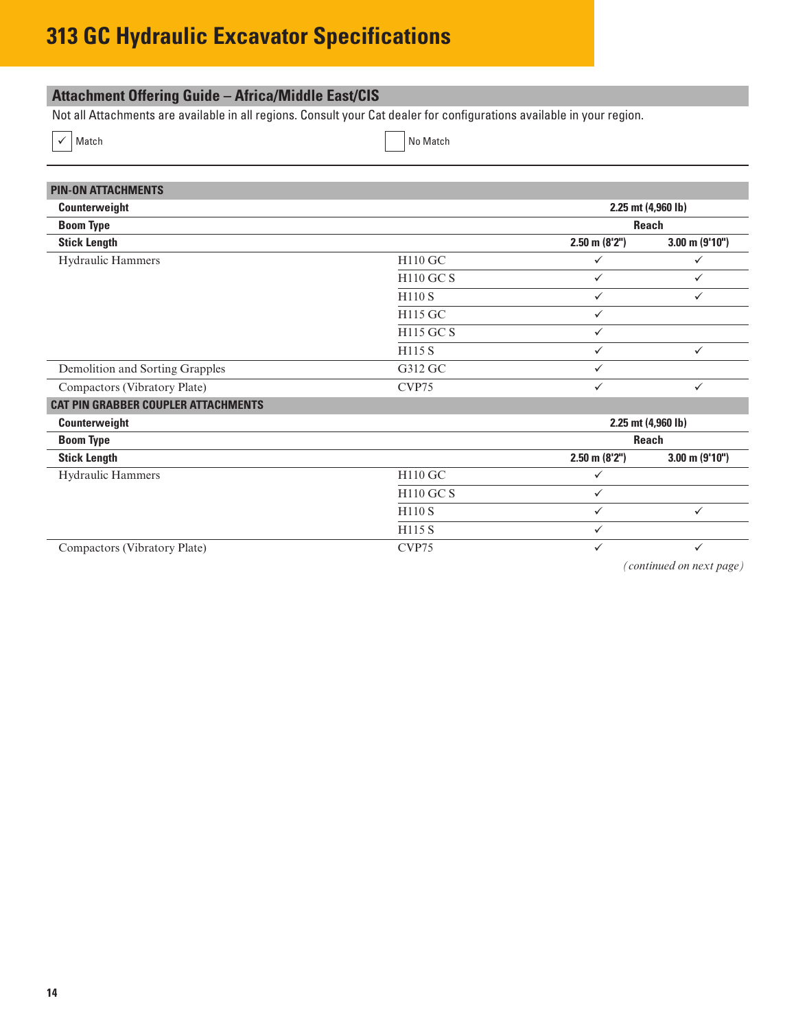# 313 GC Hydraulic Excavator Specifications

## Attachment Offering Guide – Africa/Middle East/CIS

Not all Attachments are available in all regions. Consult your Cat dealer for configurations available in your region.

✓ Match　　　　☐ No Match

| PIN-ON ATTACHMENTS | | | |
|---|---|---|---|
| **Counterweight** | | **2.25 mt (4,960 lb)** | |
| **Boom Type** | | **Reach** | |
| **Stick Length** | | **2.50 m (8'2")** | **3.00 m (9'10")** |
| Hydraulic Hammers | H110 GC | ✓ | ✓ |
| | H110 GC S | ✓ | ✓ |
| | H110 S | ✓ | ✓ |
| | H115 GC | ✓ | |
| | H115 GC S | ✓ | |
| | H115 S | ✓ | ✓ |
| Demolition and Sorting Grapples | G312 GC | ✓ | |
| Compactors (Vibratory Plate) | CVP75 | ✓ | ✓ |
| **CAT PIN GRABBER COUPLER ATTACHMENTS** | | | |
| **Counterweight** | | **2.25 mt (4,960 lb)** | |
| **Boom Type** | | **Reach** | |
| **Stick Length** | | **2.50 m (8'2")** | **3.00 m (9'10")** |
| Hydraulic Hammers | H110 GC | ✓ | |
| | H110 GC S | ✓ | |
| | H110 S | ✓ | ✓ |
| | H115 S | ✓ | |
| Compactors (Vibratory Plate) | CVP75 | ✓ | ✓ |

*(continued on next page)*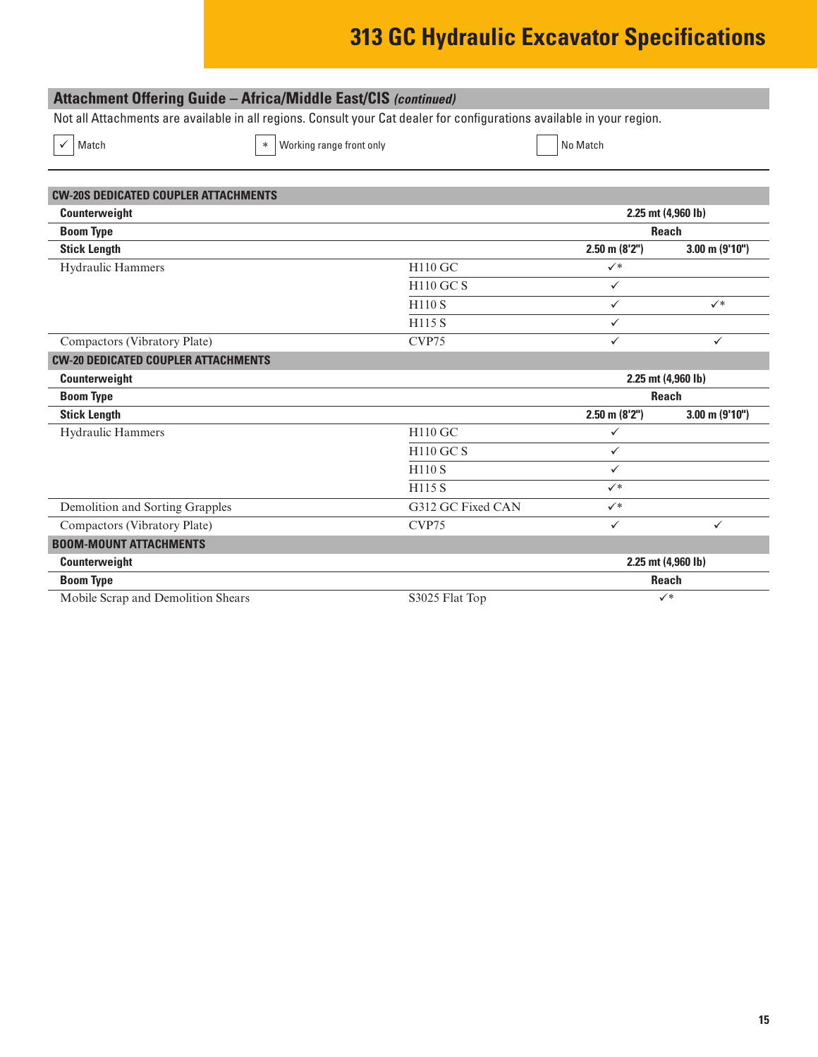## Attachment Offering Guide – Africa/Middle East/CIS *(continued)*

Not all Attachments are available in all regions. Consult your Cat dealer for configurations available in your region.

✓ Match | * Working range front only | ☐ No Match

| CW-20S DEDICATED COUPLER ATTACHMENTS | | | |
|---|---|---|---|
| **Counterweight** | | **2.25 mt (4,960 lb)** | |
| **Boom Type** | | **Reach** | |
| **Stick Length** | | **2.50 m (8'2")** | **3.00 m (9'10")** |
| Hydraulic Hammers | H110 GC | ✓* | |
| | H110 GC S | ✓ | |
| | H110 S | ✓ | ✓* |
| | H115 S | ✓ | |
| Compactors (Vibratory Plate) | CVP75 | ✓ | ✓ |

| CW-20 DEDICATED COUPLER ATTACHMENTS | | | |
|---|---|---|---|
| **Counterweight** | | **2.25 mt (4,960 lb)** | |
| **Boom Type** | | **Reach** | |
| **Stick Length** | | **2.50 m (8'2")** | **3.00 m (9'10")** |
| Hydraulic Hammers | H110 GC | ✓ | |
| | H110 GC S | ✓ | |
| | H110 S | ✓ | |
| | H115 S | ✓* | |
| Demolition and Sorting Grapples | G312 GC Fixed CAN | ✓* | |
| Compactors (Vibratory Plate) | CVP75 | ✓ | ✓ |

| BOOM-MOUNT ATTACHMENTS | | |
|---|---|---|
| **Counterweight** | | **2.25 mt (4,960 lb)** |
| **Boom Type** | | **Reach** |
| Mobile Scrap and Demolition Shears | S3025 Flat Top | ✓* |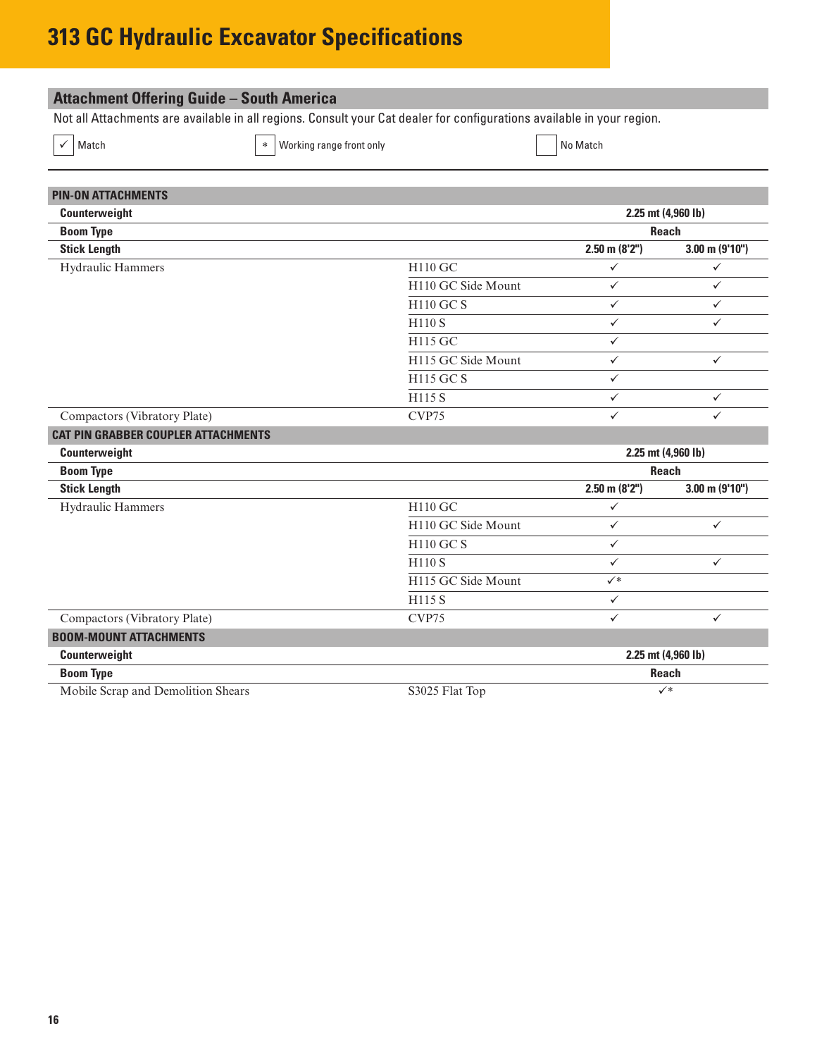# 313 GC Hydraulic Excavator Specifications

## Attachment Offering Guide – South America

Not all Attachments are available in all regions. Consult your Cat dealer for configurations available in your region.

✓ Match　　* Working range front only　　☐ No Match

| PIN-ON ATTACHMENTS | | | |
|---|---|---|---|
| **Counterweight** | | 2.25 mt (4,960 lb) | |
| **Boom Type** | | Reach | |
| **Stick Length** | | 2.50 m (8'2") | 3.00 m (9'10") |
| Hydraulic Hammers | H110 GC | ✓ | ✓ |
| | H110 GC Side Mount | ✓ | ✓ |
| | H110 GC S | ✓ | ✓ |
| | H110 S | ✓ | ✓ |
| | H115 GC | ✓ | |
| | H115 GC Side Mount | ✓ | ✓ |
| | H115 GC S | ✓ | |
| | H115 S | ✓ | ✓ |
| Compactors (Vibratory Plate) | CVP75 | ✓ | ✓ |

| CAT PIN GRABBER COUPLER ATTACHMENTS | | | |
|---|---|---|---|
| **Counterweight** | | 2.25 mt (4,960 lb) | |
| **Boom Type** | | Reach | |
| **Stick Length** | | 2.50 m (8'2") | 3.00 m (9'10") |
| Hydraulic Hammers | H110 GC | ✓ | |
| | H110 GC Side Mount | ✓ | ✓ |
| | H110 GC S | ✓ | |
| | H110 S | ✓ | ✓ |
| | H115 GC Side Mount | ✓* | |
| | H115 S | ✓ | |
| Compactors (Vibratory Plate) | CVP75 | ✓ | ✓ |

| BOOM-MOUNT ATTACHMENTS | | |
|---|---|---|
| **Counterweight** | | 2.25 mt (4,960 lb) |
| **Boom Type** | | Reach |
| Mobile Scrap and Demolition Shears | S3025 Flat Top | ✓* |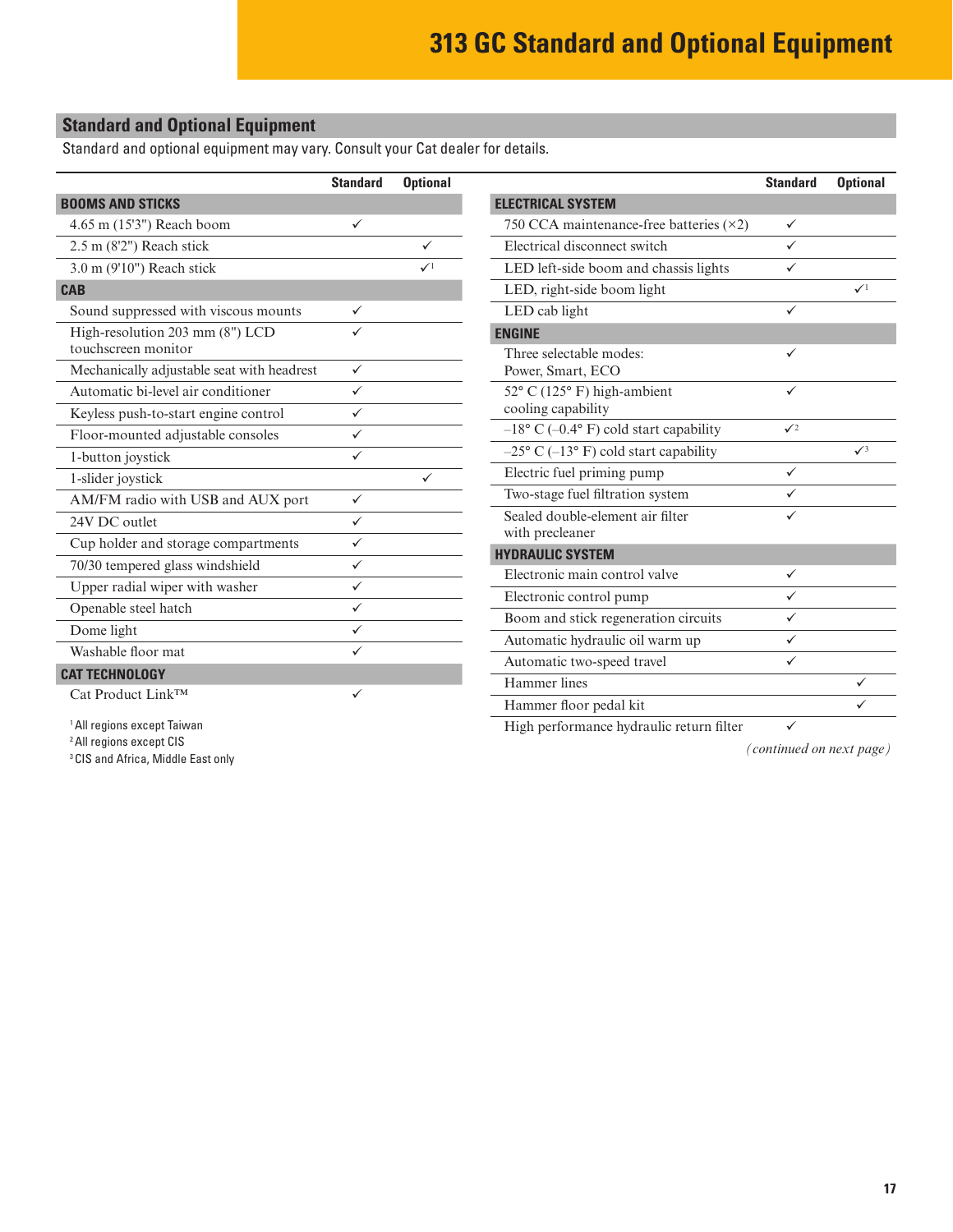# 313 GC Standard and Optional Equipment

## Standard and Optional Equipment

Standard and optional equipment may vary. Consult your Cat dealer for details.

| | Standard | Optional |
|---|---|---|
| **BOOMS AND STICKS** | | |
| 4.65 m (15'3") Reach boom | ✓ | |
| 2.5 m (8'2") Reach stick | | ✓ |
| 3.0 m (9'10") Reach stick | | ✓[1] |
| **CAB** | | |
| Sound suppressed with viscous mounts | ✓ | |
| High-resolution 203 mm (8") LCD touchscreen monitor | ✓ | |
| Mechanically adjustable seat with headrest | ✓ | |
| Automatic bi-level air conditioner | ✓ | |
| Keyless push-to-start engine control | ✓ | |
| Floor-mounted adjustable consoles | ✓ | |
| 1-button joystick | ✓ | |
| 1-slider joystick | | ✓ |
| AM/FM radio with USB and AUX port | ✓ | |
| 24V DC outlet | ✓ | |
| Cup holder and storage compartments | ✓ | |
| 70/30 tempered glass windshield | ✓ | |
| Upper radial wiper with washer | ✓ | |
| Openable steel hatch | ✓ | |
| Dome light | ✓ | |
| Washable floor mat | ✓ | |
| **CAT TECHNOLOGY** | | |
| Cat Product Link™ | ✓ | |

[1] All regions except Taiwan
[2] All regions except CIS
[3] CIS and Africa, Middle East only

| | Standard | Optional |
|---|---|---|
| **ELECTRICAL SYSTEM** | | |
| 750 CCA maintenance-free batteries (×2) | ✓ | |
| Electrical disconnect switch | ✓ | |
| LED left-side boom and chassis lights | ✓ | |
| LED, right-side boom light | | ✓[1] |
| LED cab light | ✓ | |
| **ENGINE** | | |
| Three selectable modes: Power, Smart, ECO | ✓ | |
| 52° C (125° F) high-ambient cooling capability | ✓ | |
| –18° C (–0.4° F) cold start capability | ✓[2] | |
| –25° C (–13° F) cold start capability | | ✓[3] |
| Electric fuel priming pump | ✓ | |
| Two-stage fuel filtration system | ✓ | |
| Sealed double-element air filter with precleaner | ✓ | |
| **HYDRAULIC SYSTEM** | | |
| Electronic main control valve | ✓ | |
| Electronic control pump | ✓ | |
| Boom and stick regeneration circuits | ✓ | |
| Automatic hydraulic oil warm up | ✓ | |
| Automatic two-speed travel | ✓ | |
| Hammer lines | | ✓ |
| Hammer floor pedal kit | | ✓ |
| High performance hydraulic return filter | ✓ | |

*(continued on next page)*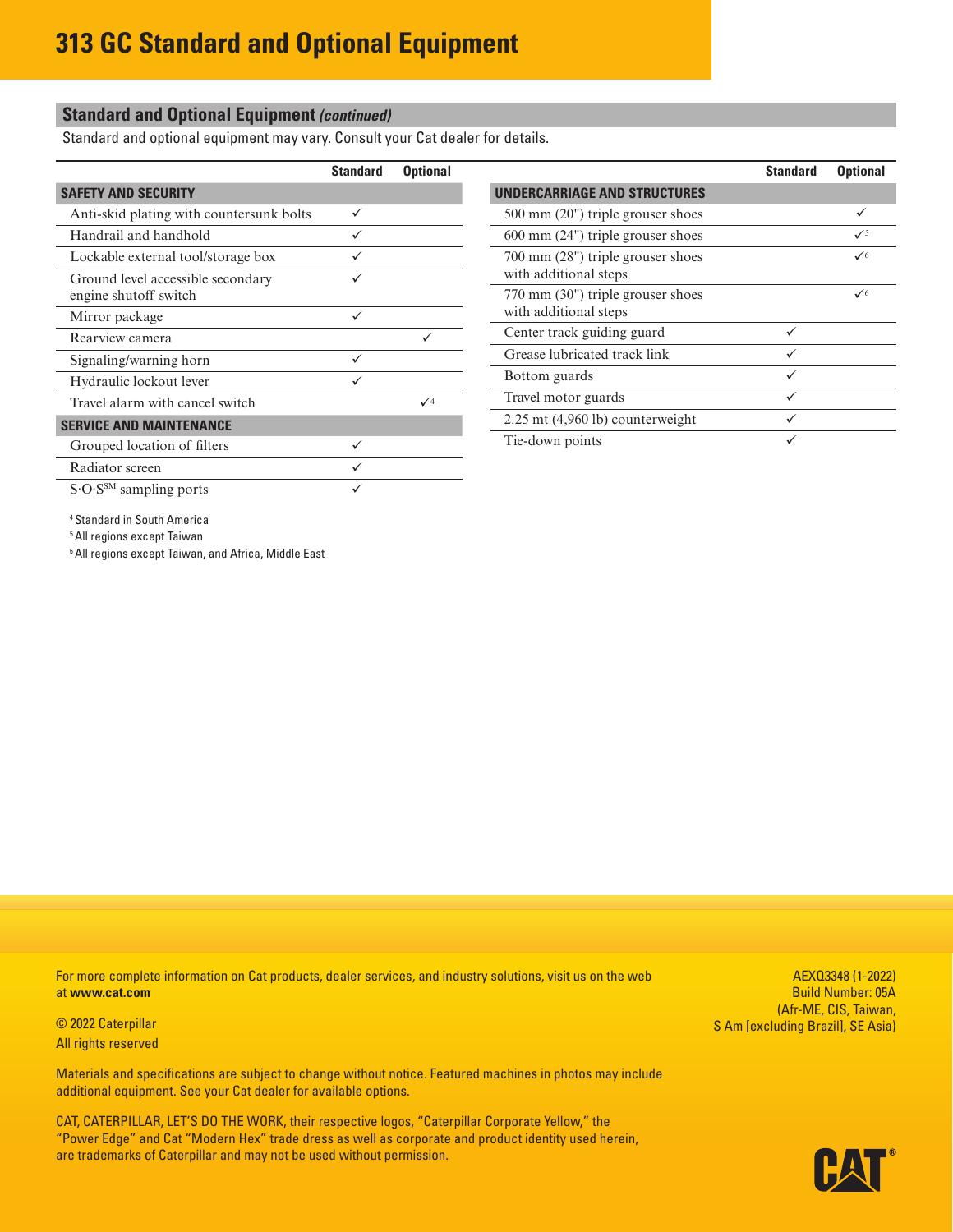# 313 GC Standard and Optional Equipment

## Standard and Optional Equipment *(continued)*

Standard and optional equipment may vary. Consult your Cat dealer for details.

| | Standard | Optional |
|---|---|---|
| **SAFETY AND SECURITY** | | |
| Anti-skid plating with countersunk bolts | ✓ | |
| Handrail and handhold | ✓ | |
| Lockable external tool/storage box | ✓ | |
| Ground level accessible secondary engine shutoff switch | ✓ | |
| Mirror package | ✓ | |
| Rearview camera | | ✓ |
| Signaling/warning horn | ✓ | |
| Hydraulic lockout lever | ✓ | |
| Travel alarm with cancel switch | | ✓[4] |
| **SERVICE AND MAINTENANCE** | | |
| Grouped location of filters | ✓ | |
| Radiator screen | ✓ | |
| S·O·S℠ sampling ports | ✓ | |

| | Standard | Optional |
|---|---|---|
| **UNDERCARRIAGE AND STRUCTURES** | | |
| 500 mm (20") triple grouser shoes | | ✓ |
| 600 mm (24") triple grouser shoes | | ✓[5] |
| 700 mm (28") triple grouser shoes with additional steps | | ✓[6] |
| 770 mm (30") triple grouser shoes with additional steps | | ✓[6] |
| Center track guiding guard | ✓ | |
| Grease lubricated track link | ✓ | |
| Bottom guards | ✓ | |
| Travel motor guards | ✓ | |
| 2.25 mt (4,960 lb) counterweight | ✓ | |
| Tie-down points | ✓ | |

[4] Standard in South America
[5] All regions except Taiwan
[6] All regions except Taiwan, and Africa, Middle East

For more complete information on Cat products, dealer services, and industry solutions, visit us on the web at **www.cat.com**

© 2022 Caterpillar
All rights reserved

AEXQ3348 (1-2022)
Build Number: 05A
(Afr-ME, CIS, Taiwan,
S Am [excluding Brazil], SE Asia)

Materials and specifications are subject to change without notice. Featured machines in photos may include additional equipment. See your Cat dealer for available options.

CAT, CATERPILLAR, LET'S DO THE WORK, their respective logos, "Caterpillar Corporate Yellow," the "Power Edge" and Cat "Modern Hex" trade dress as well as corporate and product identity used herein, are trademarks of Caterpillar and may not be used without permission.